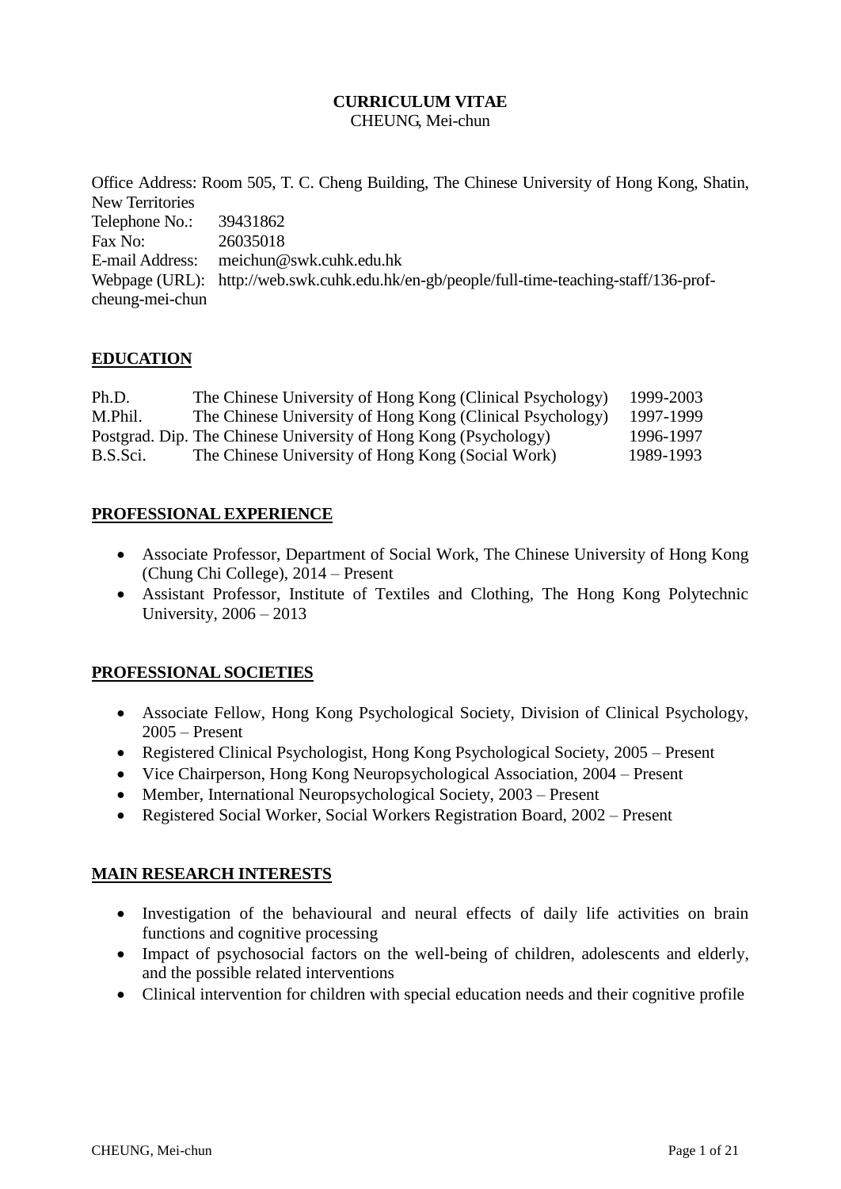# CURRICULUM VITAE

CHEUNG, Mei-chun

Office Address: Room 505, T. C. Cheng Building, The Chinese University of Hong Kong, Shatin, New Territories
Telephone No.: 39431862
Fax No: 26035018
E-mail Address: meichun@swk.cuhk.edu.hk
Webpage (URL): http://web.swk.cuhk.edu.hk/en-gb/people/full-time-teaching-staff/136-prof-cheung-mei-chun

## EDUCATION

| | | |
|---|---|---|
| Ph.D. | The Chinese University of Hong Kong (Clinical Psychology) | 1999-2003 |
| M.Phil. | The Chinese University of Hong Kong (Clinical Psychology) | 1997-1999 |
| Postgrad. Dip. | The Chinese University of Hong Kong (Psychology) | 1996-1997 |
| B.S.Sci. | The Chinese University of Hong Kong (Social Work) | 1989-1993 |

## PROFESSIONAL EXPERIENCE

- Associate Professor, Department of Social Work, The Chinese University of Hong Kong (Chung Chi College), 2014 – Present
- Assistant Professor, Institute of Textiles and Clothing, The Hong Kong Polytechnic University, 2006 – 2013

## PROFESSIONAL SOCIETIES

- Associate Fellow, Hong Kong Psychological Society, Division of Clinical Psychology, 2005 – Present
- Registered Clinical Psychologist, Hong Kong Psychological Society, 2005 – Present
- Vice Chairperson, Hong Kong Neuropsychological Association, 2004 – Present
- Member, International Neuropsychological Society, 2003 – Present
- Registered Social Worker, Social Workers Registration Board, 2002 – Present

## MAIN RESEARCH INTERESTS

- Investigation of the behavioural and neural effects of daily life activities on brain functions and cognitive processing
- Impact of psychosocial factors on the well-being of children, adolescents and elderly, and the possible related interventions
- Clinical intervention for children with special education needs and their cognitive profile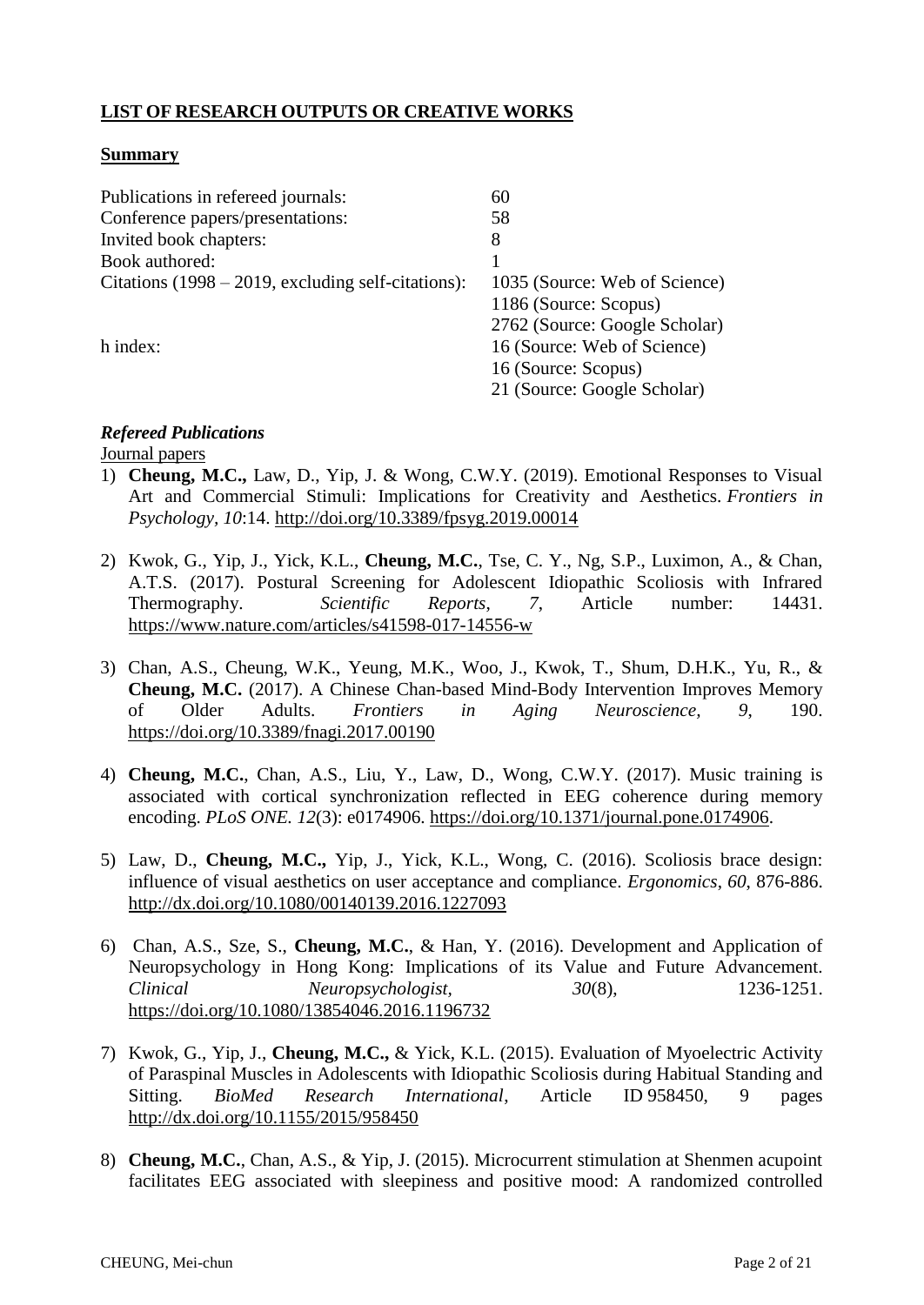## **LIST OF RESEARCH OUTPUTS OR CREATIVE WORKS**

### **Summary**

| | |
|---|---|
| Publications in refereed journals: | 60 |
| Conference papers/presentations: | 58 |
| Invited book chapters: | 8 |
| Book authored: | 1 |
| Citations (1998 – 2019, excluding self-citations): | 1035 (Source: Web of Science) |
| | 1186 (Source: Scopus) |
| | 2762 (Source: Google Scholar) |
| h index: | 16 (Source: Web of Science) |
| | 16 (Source: Scopus) |
| | 21 (Source: Google Scholar) |

***Refereed Publications***

Journal papers

1) **Cheung, M.C.,** Law, D., Yip, J. & Wong, C.W.Y. (2019). Emotional Responses to Visual Art and Commercial Stimuli: Implications for Creativity and Aesthetics. *Frontiers in Psychology, 10*:14. http://doi.org/10.3389/fpsyg.2019.00014

2) Kwok, G., Yip, J., Yick, K.L., **Cheung, M.C.**, Tse, C. Y., Ng, S.P., Luximon, A., & Chan, A.T.S. (2017). Postural Screening for Adolescent Idiopathic Scoliosis with Infrared Thermography. *Scientific Reports*, *7*, Article number: 14431. https://www.nature.com/articles/s41598-017-14556-w

3) Chan, A.S., Cheung, W.K., Yeung, M.K., Woo, J., Kwok, T., Shum, D.H.K., Yu, R., & **Cheung, M.C.** (2017). A Chinese Chan-based Mind-Body Intervention Improves Memory of Older Adults. *Frontiers in Aging Neuroscience*, *9*, 190. https://doi.org/10.3389/fnagi.2017.00190

4) **Cheung, M.C.**, Chan, A.S., Liu, Y., Law, D., Wong, C.W.Y. (2017). Music training is associated with cortical synchronization reflected in EEG coherence during memory encoding. *PLoS ONE. 12*(3): e0174906. https://doi.org/10.1371/journal.pone.0174906.

5) Law, D., **Cheung, M.C.,** Yip, J., Yick, K.L., Wong, C. (2016). Scoliosis brace design: influence of visual aesthetics on user acceptance and compliance. *Ergonomics*, *60*, 876-886. http://dx.doi.org/10.1080/00140139.2016.1227093

6) Chan, A.S., Sze, S., **Cheung, M.C.**, & Han, Y. (2016). Development and Application of Neuropsychology in Hong Kong: Implications of its Value and Future Advancement. *Clinical Neuropsychologist*, *30*(8), 1236-1251. https://doi.org/10.1080/13854046.2016.1196732

7) Kwok, G., Yip, J., **Cheung, M.C.,** & Yick, K.L. (2015). Evaluation of Myoelectric Activity of Paraspinal Muscles in Adolescents with Idiopathic Scoliosis during Habitual Standing and Sitting. *BioMed Research International*, Article ID 958450, 9 pages http://dx.doi.org/10.1155/2015/958450

8) **Cheung, M.C.**, Chan, A.S., & Yip, J. (2015). Microcurrent stimulation at Shenmen acupoint facilitates EEG associated with sleepiness and positive mood: A randomized controlled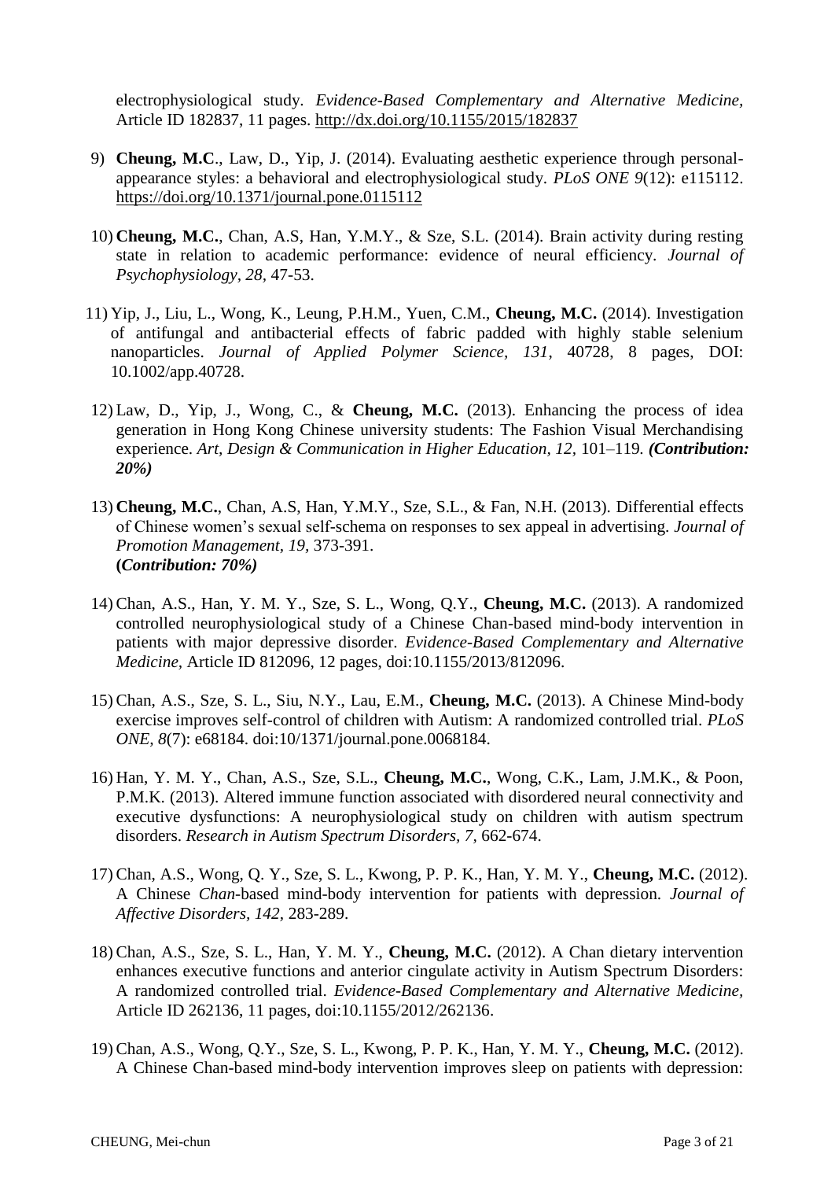electrophysiological study. *Evidence-Based Complementary and Alternative Medicine*, Article ID 182837, 11 pages. http://dx.doi.org/10.1155/2015/182837

9) **Cheung, M.C**., Law, D., Yip, J. (2014). Evaluating aesthetic experience through personal-appearance styles: a behavioral and electrophysiological study. *PLoS ONE 9*(12): e115112. https://doi.org/10.1371/journal.pone.0115112

10) **Cheung, M.C.**, Chan, A.S, Han, Y.M.Y., & Sze, S.L. (2014). Brain activity during resting state in relation to academic performance: evidence of neural efficiency. *Journal of Psychophysiology, 28,* 47-53.

11) Yip, J., Liu, L., Wong, K., Leung, P.H.M., Yuen, C.M., **Cheung, M.C.** (2014). Investigation of antifungal and antibacterial effects of fabric padded with highly stable selenium nanoparticles. *Journal of Applied Polymer Science, 131*, 40728, 8 pages, DOI: 10.1002/app.40728.

12) Law, D., Yip, J., Wong, C., & **Cheung, M.C.** (2013). Enhancing the process of idea generation in Hong Kong Chinese university students: The Fashion Visual Merchandising experience. *Art, Design & Communication in Higher Education, 12*, 101–119. ***(Contribution: 20%)***

13) **Cheung, M.C.**, Chan, A.S, Han, Y.M.Y., Sze, S.L., & Fan, N.H. (2013). Differential effects of Chinese women's sexual self-schema on responses to sex appeal in advertising. *Journal of Promotion Management, 19*, 373-391.
**(*Contribution: 70%)***

14) Chan, A.S., Han, Y. M. Y., Sze, S. L., Wong, Q.Y., **Cheung, M.C.** (2013). A randomized controlled neurophysiological study of a Chinese Chan-based mind-body intervention in patients with major depressive disorder. *Evidence-Based Complementary and Alternative Medicine*, Article ID 812096, 12 pages, doi:10.1155/2013/812096.

15) Chan, A.S., Sze, S. L., Siu, N.Y., Lau, E.M., **Cheung, M.C.** (2013). A Chinese Mind-body exercise improves self-control of children with Autism: A randomized controlled trial. *PLoS ONE, 8*(7): e68184. doi:10/1371/journal.pone.0068184.

16) Han, Y. M. Y., Chan, A.S., Sze, S.L., **Cheung, M.C.**, Wong, C.K., Lam, J.M.K., & Poon, P.M.K. (2013). Altered immune function associated with disordered neural connectivity and executive dysfunctions: A neurophysiological study on children with autism spectrum disorders. *Research in Autism Spectrum Disorders, 7*, 662-674.

17) Chan, A.S., Wong, Q. Y., Sze, S. L., Kwong, P. P. K., Han, Y. M. Y., **Cheung, M.C.** (2012). A Chinese *Chan*-based mind-body intervention for patients with depression. *Journal of Affective Disorders, 142,* 283-289.

18) Chan, A.S., Sze, S. L., Han, Y. M. Y., **Cheung, M.C.** (2012). A Chan dietary intervention enhances executive functions and anterior cingulate activity in Autism Spectrum Disorders: A randomized controlled trial. *Evidence-Based Complementary and Alternative Medicine*, Article ID 262136, 11 pages, doi:10.1155/2012/262136.

19) Chan, A.S., Wong, Q.Y., Sze, S. L., Kwong, P. P. K., Han, Y. M. Y., **Cheung, M.C.** (2012). A Chinese Chan-based mind-body intervention improves sleep on patients with depression: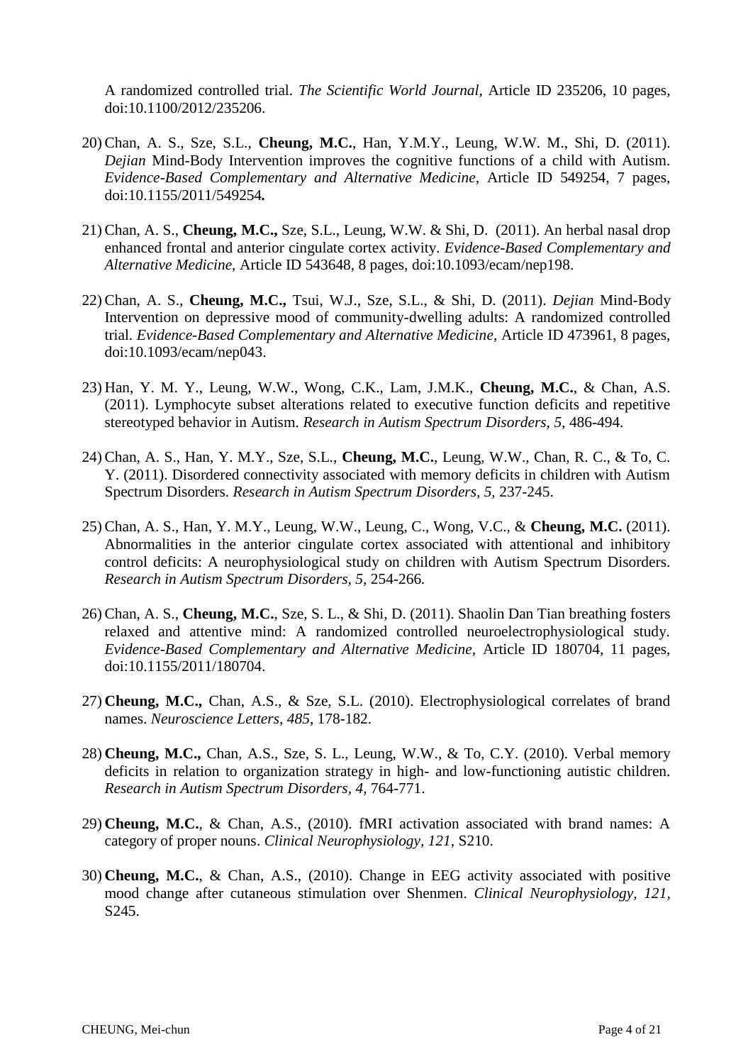A randomized controlled trial. *The Scientific World Journal*, Article ID 235206, 10 pages, doi:10.1100/2012/235206.

20) Chan, A. S., Sze, S.L., **Cheung, M.C.**, Han, Y.M.Y., Leung, W.W. M., Shi, D. (2011). *Dejian* Mind-Body Intervention improves the cognitive functions of a child with Autism. *Evidence-Based Complementary and Alternative Medicine*, Article ID 549254, 7 pages, doi:10.1155/2011/549254**.**

21) Chan, A. S., **Cheung, M.C.,** Sze, S.L., Leung, W.W. & Shi, D. (2011). An herbal nasal drop enhanced frontal and anterior cingulate cortex activity. *Evidence-Based Complementary and Alternative Medicine,* Article ID 543648, 8 pages, doi:10.1093/ecam/nep198.

22) Chan, A. S., **Cheung, M.C.,** Tsui, W.J., Sze, S.L., & Shi, D. (2011). *Dejian* Mind-Body Intervention on depressive mood of community-dwelling adults: A randomized controlled trial. *Evidence-Based Complementary and Alternative Medicine*, Article ID 473961, 8 pages, doi:10.1093/ecam/nep043.

23) Han, Y. M. Y., Leung, W.W., Wong, C.K., Lam, J.M.K., **Cheung, M.C.**, & Chan, A.S. (2011). Lymphocyte subset alterations related to executive function deficits and repetitive stereotyped behavior in Autism. *Research in Autism Spectrum Disorders, 5,* 486-494.

24) Chan, A. S., Han, Y. M.Y., Sze, S.L., **Cheung, M.C.**, Leung, W.W., Chan, R. C., & To, C. Y. (2011). Disordered connectivity associated with memory deficits in children with Autism Spectrum Disorders. *Research in Autism Spectrum Disorders, 5,* 237-245.

25) Chan, A. S., Han, Y. M.Y., Leung, W.W., Leung, C., Wong, V.C., & **Cheung, M.C.** (2011). Abnormalities in the anterior cingulate cortex associated with attentional and inhibitory control deficits: A neurophysiological study on children with Autism Spectrum Disorders. *Research in Autism Spectrum Disorders, 5,* 254-266*.*

26) Chan, A. S., **Cheung, M.C.**, Sze, S. L., & Shi, D. (2011). Shaolin Dan Tian breathing fosters relaxed and attentive mind: A randomized controlled neuroelectrophysiological study. *Evidence-Based Complementary and Alternative Medicine*, Article ID 180704, 11 pages, doi:10.1155/2011/180704.

27) **Cheung, M.C.,** Chan, A.S., & Sze, S.L. (2010). Electrophysiological correlates of brand names. *Neuroscience Letters*, *485*, 178-182.

28) **Cheung, M.C.,** Chan, A.S., Sze, S. L., Leung, W.W., & To, C.Y. (2010). Verbal memory deficits in relation to organization strategy in high- and low-functioning autistic children. *Research in Autism Spectrum Disorders*, *4,* 764-771.

29) **Cheung, M.C.**, & Chan, A.S., (2010). fMRI activation associated with brand names: A category of proper nouns. *Clinical Neurophysiology, 121*, S210.

30) **Cheung, M.C.**, & Chan, A.S., (2010). Change in EEG activity associated with positive mood change after cutaneous stimulation over Shenmen. *Clinical Neurophysiology*, *121*, S245.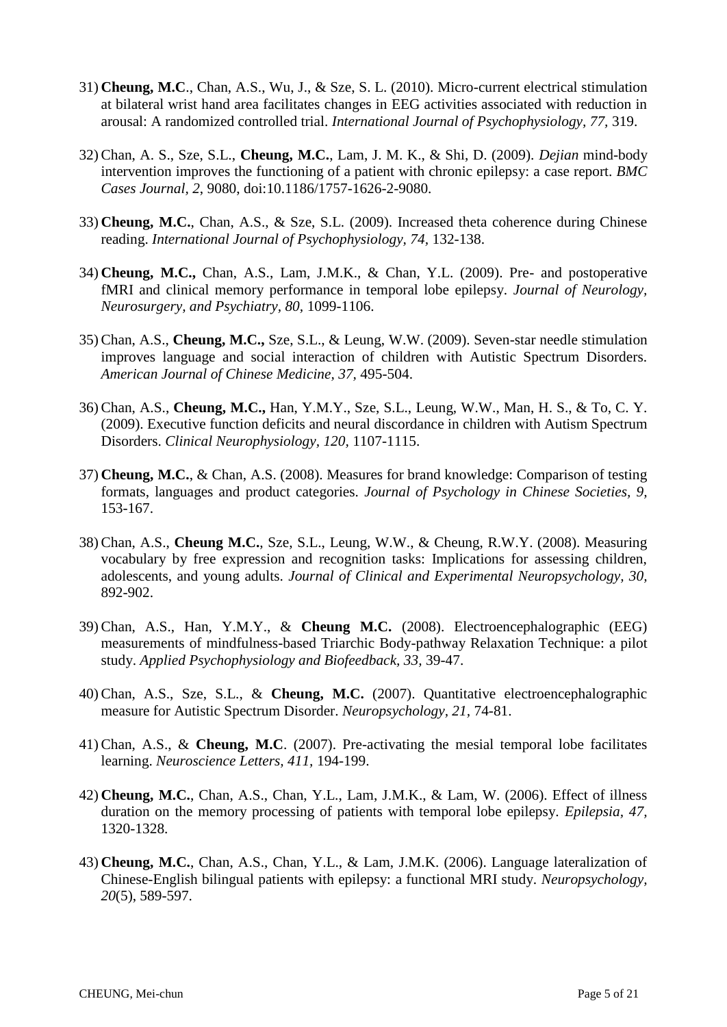31) **Cheung, M.C**., Chan, A.S., Wu, J., & Sze, S. L. (2010). Micro-current electrical stimulation at bilateral wrist hand area facilitates changes in EEG activities associated with reduction in arousal: A randomized controlled trial. *International Journal of Psychophysiology, 77,* 319.

32) Chan, A. S., Sze, S.L., **Cheung, M.C.**, Lam, J. M. K., & Shi, D. (2009). *Dejian* mind-body intervention improves the functioning of a patient with chronic epilepsy: a case report. *BMC Cases Journal, 2*, 9080, doi:10.1186/1757-1626-2-9080.

33) **Cheung, M.C.**, Chan, A.S., & Sze, S.L. (2009). Increased theta coherence during Chinese reading. *International Journal of Psychophysiology, 74,* 132-138.

34) **Cheung, M.C.,** Chan, A.S., Lam, J.M.K., & Chan, Y.L. (2009). Pre- and postoperative fMRI and clinical memory performance in temporal lobe epilepsy. *Journal of Neurology, Neurosurgery, and Psychiatry, 80,* 1099-1106.

35) Chan, A.S., **Cheung, M.C.,** Sze, S.L., & Leung, W.W. (2009). Seven-star needle stimulation improves language and social interaction of children with Autistic Spectrum Disorders. *American Journal of Chinese Medicine, 37,* 495-504.

36) Chan, A.S., **Cheung, M.C.,** Han, Y.M.Y., Sze, S.L., Leung, W.W., Man, H. S., & To, C. Y. (2009). Executive function deficits and neural discordance in children with Autism Spectrum Disorders. *Clinical Neurophysiology, 120,* 1107-1115.

37) **Cheung, M.C.**, & Chan, A.S. (2008). Measures for brand knowledge: Comparison of testing formats, languages and product categories. *Journal of Psychology in Chinese Societies, 9,* 153-167.

38) Chan, A.S., **Cheung M.C.**, Sze, S.L., Leung, W.W., & Cheung, R.W.Y. (2008). Measuring vocabulary by free expression and recognition tasks: Implications for assessing children, adolescents, and young adults. *Journal of Clinical and Experimental Neuropsychology, 30,* 892-902.

39) Chan, A.S., Han, Y.M.Y., & **Cheung M.C.** (2008). Electroencephalographic (EEG) measurements of mindfulness-based Triarchic Body-pathway Relaxation Technique: a pilot study. *Applied Psychophysiology and Biofeedback, 33,* 39-47.

40) Chan, A.S., Sze, S.L., & **Cheung, M.C.** (2007). Quantitative electroencephalographic measure for Autistic Spectrum Disorder. *Neuropsychology, 21,* 74-81.

41) Chan, A.S., & **Cheung, M.C**. (2007). Pre-activating the mesial temporal lobe facilitates learning. *Neuroscience Letters, 411,* 194-199.

42) **Cheung, M.C.**, Chan, A.S., Chan, Y.L., Lam, J.M.K., & Lam, W. (2006). Effect of illness duration on the memory processing of patients with temporal lobe epilepsy. *Epilepsia, 47,* 1320-1328.

43) **Cheung, M.C.**, Chan, A.S., Chan, Y.L., & Lam, J.M.K. (2006). Language lateralization of Chinese-English bilingual patients with epilepsy: a functional MRI study. *Neuropsychology, 20*(5), 589-597.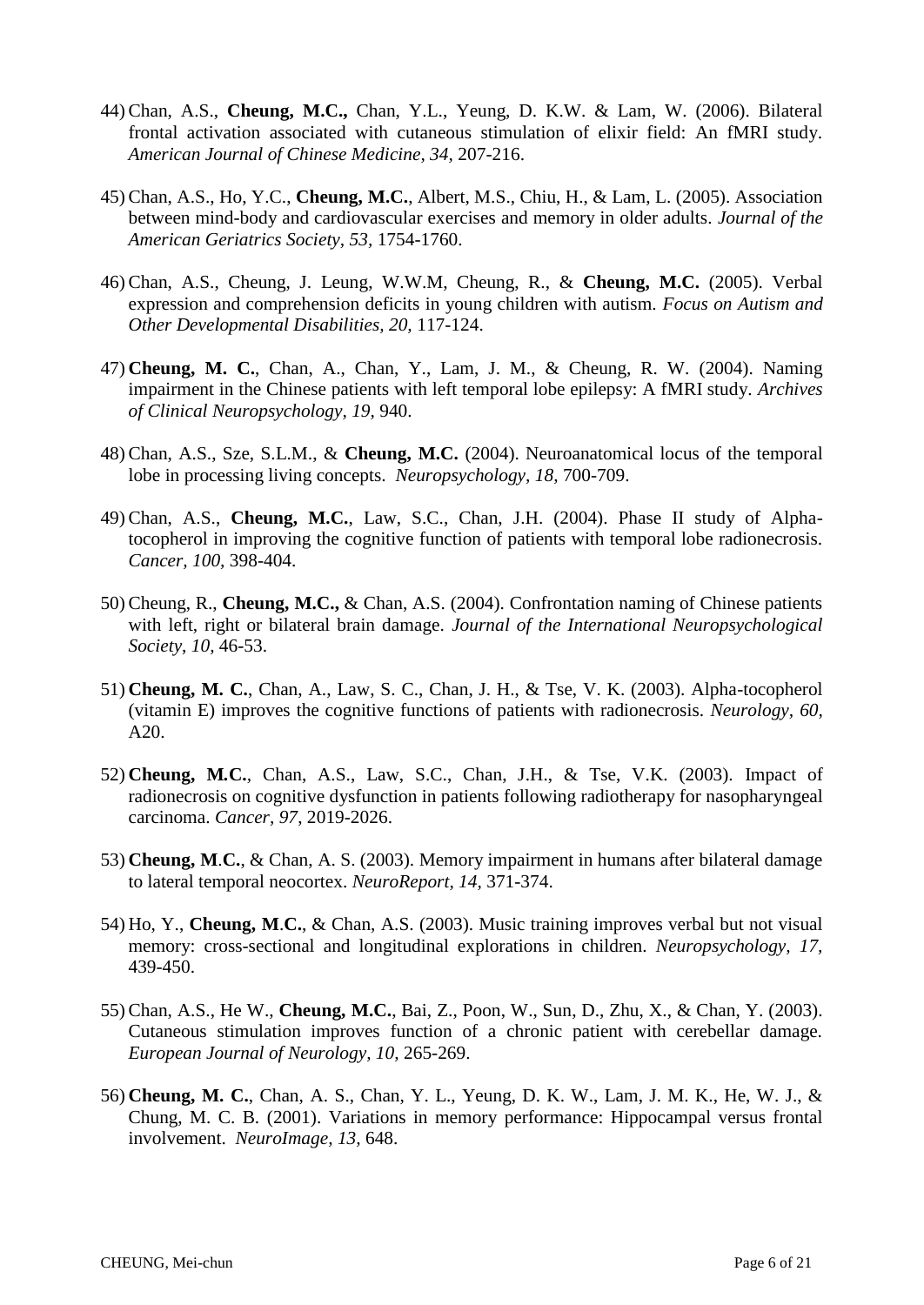44) Chan, A.S., **Cheung, M.C.,** Chan, Y.L., Yeung, D. K.W. & Lam, W. (2006). Bilateral frontal activation associated with cutaneous stimulation of elixir field: An fMRI study. *American Journal of Chinese Medicine, 34,* 207-216.

45) Chan, A.S., Ho, Y.C., **Cheung, M.C.**, Albert, M.S., Chiu, H., & Lam, L. (2005). Association between mind-body and cardiovascular exercises and memory in older adults. *Journal of the American Geriatrics Society, 53,* 1754-1760.

46) Chan, A.S., Cheung, J. Leung, W.W.M, Cheung, R., & **Cheung, M.C.** (2005). Verbal expression and comprehension deficits in young children with autism. *Focus on Autism and Other Developmental Disabilities, 20,* 117-124.

47) **Cheung, M. C.**, Chan, A., Chan, Y., Lam, J. M., & Cheung, R. W. (2004). Naming impairment in the Chinese patients with left temporal lobe epilepsy: A fMRI study. *Archives of Clinical Neuropsychology, 19,* 940.

48) Chan, A.S., Sze, S.L.M., & **Cheung, M.C.** (2004). Neuroanatomical locus of the temporal lobe in processing living concepts. *Neuropsychology, 18,* 700-709.

49) Chan, A.S., **Cheung, M.C.**, Law, S.C., Chan, J.H. (2004). Phase II study of Alpha-tocopherol in improving the cognitive function of patients with temporal lobe radionecrosis. *Cancer, 100,* 398-404.

50) Cheung, R., **Cheung, M.C.,** & Chan, A.S. (2004). Confrontation naming of Chinese patients with left, right or bilateral brain damage. *Journal of the International Neuropsychological Society, 10,* 46-53.

51) **Cheung, M. C.**, Chan, A., Law, S. C., Chan, J. H., & Tse, V. K. (2003). Alpha-tocopherol (vitamin E) improves the cognitive functions of patients with radionecrosis. *Neurology, 60,* A20.

52) **Cheung, M.C.**, Chan, A.S., Law, S.C., Chan, J.H., & Tse, V.K. (2003). Impact of radionecrosis on cognitive dysfunction in patients following radiotherapy for nasopharyngeal carcinoma. *Cancer, 97,* 2019-2026.

53) **Cheung, M.C.**, & Chan, A. S. (2003). Memory impairment in humans after bilateral damage to lateral temporal neocortex. *NeuroReport, 14,* 371-374.

54) Ho, Y., **Cheung, M.C.**, & Chan, A.S. (2003). Music training improves verbal but not visual memory: cross-sectional and longitudinal explorations in children. *Neuropsychology, 17,* 439-450.

55) Chan, A.S., He W., **Cheung, M.C.**, Bai, Z., Poon, W., Sun, D., Zhu, X., & Chan, Y. (2003). Cutaneous stimulation improves function of a chronic patient with cerebellar damage. *European Journal of Neurology, 10,* 265-269.

56) **Cheung, M. C.**, Chan, A. S., Chan, Y. L., Yeung, D. K. W., Lam, J. M. K., He, W. J., & Chung, M. C. B. (2001). Variations in memory performance: Hippocampal versus frontal involvement. *NeuroImage, 13,* 648.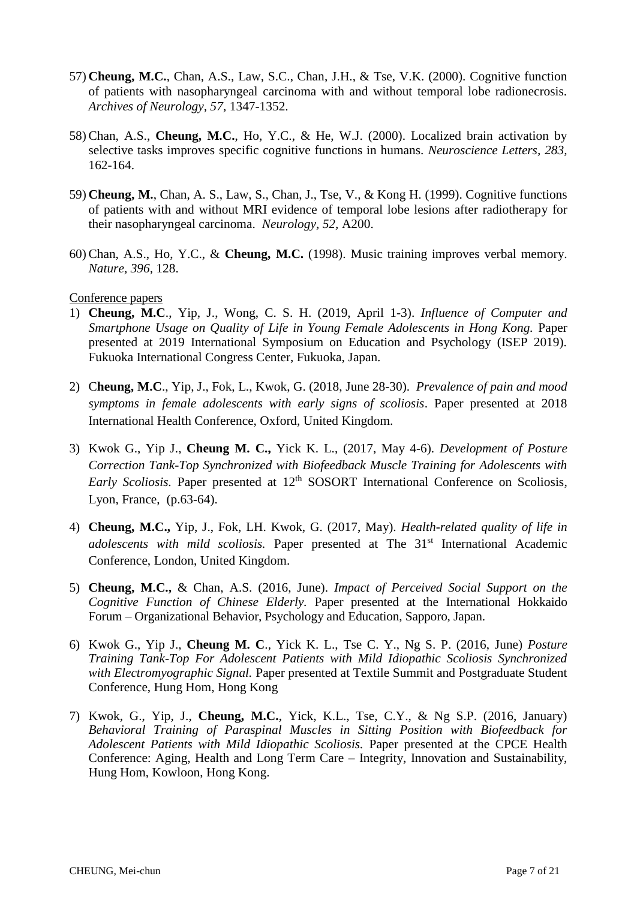57) **Cheung, M.C.**, Chan, A.S., Law, S.C., Chan, J.H., & Tse, V.K. (2000). Cognitive function of patients with nasopharyngeal carcinoma with and without temporal lobe radionecrosis. *Archives of Neurology, 57,* 1347-1352.

58) Chan, A.S., **Cheung, M.C.**, Ho, Y.C., & He, W.J. (2000). Localized brain activation by selective tasks improves specific cognitive functions in humans. *Neuroscience Letters, 283,* 162-164.

59) **Cheung, M.**, Chan, A. S., Law, S., Chan, J., Tse, V., & Kong H. (1999). Cognitive functions of patients with and without MRI evidence of temporal lobe lesions after radiotherapy for their nasopharyngeal carcinoma. *Neurology, 52,* A200.

60) Chan, A.S., Ho, Y.C., & **Cheung, M.C.** (1998). Music training improves verbal memory. *Nature, 396,* 128.

Conference papers

1) **Cheung, M.C**., Yip, J., Wong, C. S. H. (2019, April 1-3). *Influence of Computer and Smartphone Usage on Quality of Life in Young Female Adolescents in Hong Kong.* Paper presented at 2019 International Symposium on Education and Psychology (ISEP 2019). Fukuoka International Congress Center, Fukuoka, Japan.

2) C**heung, M.C**., Yip, J., Fok, L., Kwok, G. (2018, June 28-30). *Prevalence of pain and mood symptoms in female adolescents with early signs of scoliosis*. Paper presented at 2018 International Health Conference, Oxford, United Kingdom.

3) Kwok G., Yip J., **Cheung M. C.,** Yick K. L., (2017, May 4-6). *Development of Posture Correction Tank-Top Synchronized with Biofeedback Muscle Training for Adolescents with Early Scoliosis.* Paper presented at 12th SOSORT International Conference on Scoliosis, Lyon, France, (p.63-64).

4) **Cheung, M.C.,** Yip, J., Fok, LH. Kwok, G. (2017, May). *Health-related quality of life in adolescents with mild scoliosis.* Paper presented at The 31st International Academic Conference, London, United Kingdom.

5) **Cheung, M.C.,** & Chan, A.S. (2016, June). *Impact of Perceived Social Support on the Cognitive Function of Chinese Elderly.* Paper presented at the International Hokkaido Forum – Organizational Behavior, Psychology and Education, Sapporo, Japan.

6) Kwok G., Yip J., **Cheung M. C**., Yick K. L., Tse C. Y., Ng S. P. (2016, June) *Posture Training Tank-Top For Adolescent Patients with Mild Idiopathic Scoliosis Synchronized with Electromyographic Signal.* Paper presented at Textile Summit and Postgraduate Student Conference, Hung Hom, Hong Kong

7) Kwok, G., Yip, J., **Cheung, M.C.**, Yick, K.L., Tse, C.Y., & Ng S.P. (2016, January) *Behavioral Training of Paraspinal Muscles in Sitting Position with Biofeedback for Adolescent Patients with Mild Idiopathic Scoliosis.* Paper presented at the CPCE Health Conference: Aging, Health and Long Term Care – Integrity, Innovation and Sustainability, Hung Hom, Kowloon, Hong Kong.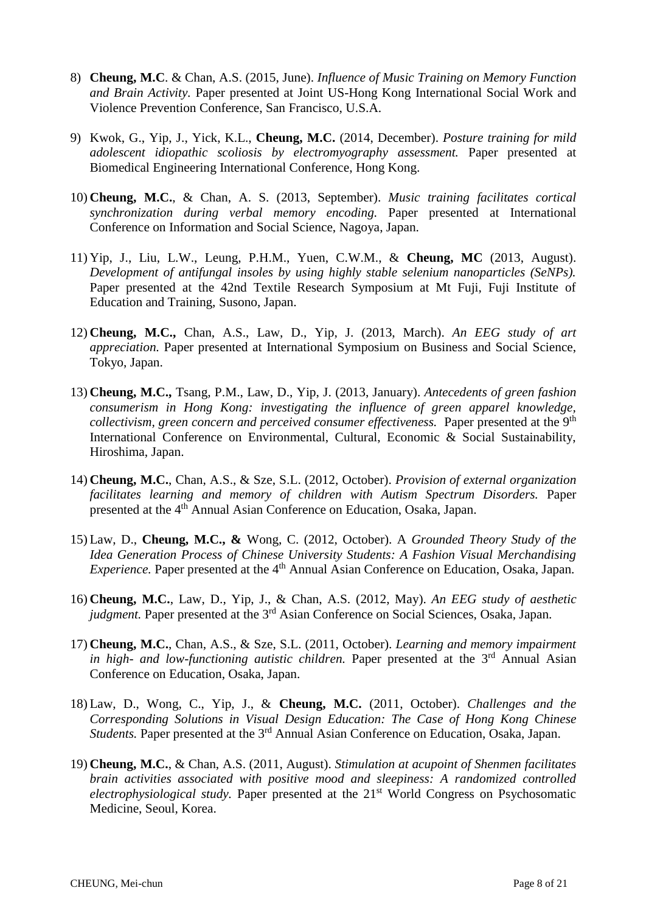8) **Cheung, M.C**. & Chan, A.S. (2015, June). *Influence of Music Training on Memory Function and Brain Activity.* Paper presented at Joint US-Hong Kong International Social Work and Violence Prevention Conference, San Francisco, U.S.A.

9) Kwok, G., Yip, J., Yick, K.L., **Cheung, M.C.** (2014, December). *Posture training for mild adolescent idiopathic scoliosis by electromyography assessment.* Paper presented at Biomedical Engineering International Conference, Hong Kong.

10) **Cheung, M.C.**, & Chan, A. S. (2013, September). *Music training facilitates cortical synchronization during verbal memory encoding.* Paper presented at International Conference on Information and Social Science, Nagoya, Japan.

11) Yip, J., Liu, L.W., Leung, P.H.M., Yuen, C.W.M., & **Cheung, MC** (2013, August). *Development of antifungal insoles by using highly stable selenium nanoparticles (SeNPs).* Paper presented at the 42nd Textile Research Symposium at Mt Fuji, Fuji Institute of Education and Training, Susono, Japan.

12) **Cheung, M.C.,** Chan, A.S., Law, D., Yip, J. (2013, March). *An EEG study of art appreciation.* Paper presented at International Symposium on Business and Social Science, Tokyo, Japan.

13) **Cheung, M.C.,** Tsang, P.M., Law, D., Yip, J. (2013, January). *Antecedents of green fashion consumerism in Hong Kong: investigating the influence of green apparel knowledge, collectivism, green concern and perceived consumer effectiveness.* Paper presented at the 9th International Conference on Environmental, Cultural, Economic & Social Sustainability, Hiroshima, Japan.

14) **Cheung, M.C.**, Chan, A.S., & Sze, S.L. (2012, October). *Provision of external organization facilitates learning and memory of children with Autism Spectrum Disorders.* Paper presented at the 4th Annual Asian Conference on Education, Osaka, Japan.

15) Law, D., **Cheung, M.C., &** Wong, C. (2012, October). A *Grounded Theory Study of the Idea Generation Process of Chinese University Students: A Fashion Visual Merchandising Experience.* Paper presented at the 4th Annual Asian Conference on Education, Osaka, Japan.

16) **Cheung, M.C.**, Law, D., Yip, J., & Chan, A.S. (2012, May). *An EEG study of aesthetic judgment.* Paper presented at the 3rd Asian Conference on Social Sciences, Osaka, Japan.

17) **Cheung, M.C.**, Chan, A.S., & Sze, S.L. (2011, October). *Learning and memory impairment in high- and low-functioning autistic children.* Paper presented at the 3rd Annual Asian Conference on Education, Osaka, Japan.

18) Law, D., Wong, C., Yip, J., & **Cheung, M.C.** (2011, October). *Challenges and the Corresponding Solutions in Visual Design Education: The Case of Hong Kong Chinese Students.* Paper presented at the 3rd Annual Asian Conference on Education, Osaka, Japan.

19) **Cheung, M.C.**, & Chan, A.S. (2011, August). *Stimulation at acupoint of Shenmen facilitates brain activities associated with positive mood and sleepiness: A randomized controlled electrophysiological study.* Paper presented at the 21st World Congress on Psychosomatic Medicine, Seoul, Korea.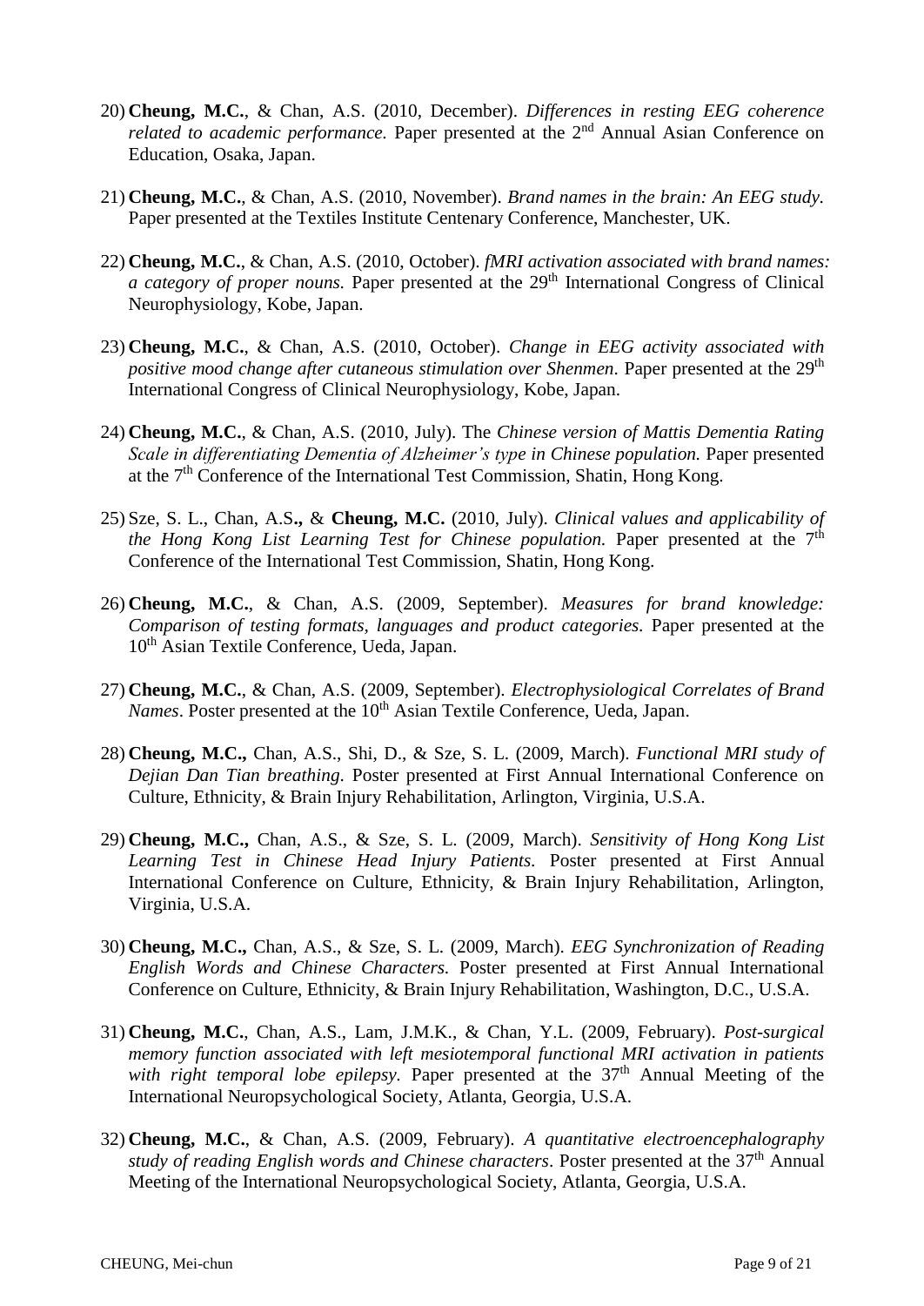20) **Cheung, M.C.**, & Chan, A.S. (2010, December). *Differences in resting EEG coherence related to academic performance.* Paper presented at the 2nd Annual Asian Conference on Education, Osaka, Japan.

21) **Cheung, M.C.**, & Chan, A.S. (2010, November). *Brand names in the brain: An EEG study.* Paper presented at the Textiles Institute Centenary Conference, Manchester, UK.

22) **Cheung, M.C.**, & Chan, A.S. (2010, October). *fMRI activation associated with brand names: a category of proper nouns.* Paper presented at the 29th International Congress of Clinical Neurophysiology, Kobe, Japan.

23) **Cheung, M.C.**, & Chan, A.S. (2010, October). *Change in EEG activity associated with positive mood change after cutaneous stimulation over Shenmen*. Paper presented at the 29th International Congress of Clinical Neurophysiology, Kobe, Japan.

24) **Cheung, M.C.**, & Chan, A.S. (2010, July). The *Chinese version of Mattis Dementia Rating Scale in differentiating Dementia of Alzheimer's type in Chinese population.* Paper presented at the 7th Conference of the International Test Commission, Shatin, Hong Kong.

25) Sze, S. L., Chan, A.S**.,** & **Cheung, M.C.** (2010, July). *Clinical values and applicability of the Hong Kong List Learning Test for Chinese population.* Paper presented at the 7th Conference of the International Test Commission, Shatin, Hong Kong.

26) **Cheung, M.C.**, & Chan, A.S. (2009, September). *Measures for brand knowledge: Comparison of testing formats, languages and product categories.* Paper presented at the 10th Asian Textile Conference, Ueda, Japan.

27) **Cheung, M.C.**, & Chan, A.S. (2009, September). *Electrophysiological Correlates of Brand Names*. Poster presented at the 10th Asian Textile Conference, Ueda, Japan.

28) **Cheung, M.C.,** Chan, A.S., Shi, D., & Sze, S. L. (2009, March). *Functional MRI study of Dejian Dan Tian breathing.* Poster presented at First Annual International Conference on Culture, Ethnicity, & Brain Injury Rehabilitation, Arlington, Virginia, U.S.A.

29) **Cheung, M.C.,** Chan, A.S., & Sze, S. L. (2009, March). *Sensitivity of Hong Kong List Learning Test in Chinese Head Injury Patients.* Poster presented at First Annual International Conference on Culture, Ethnicity, & Brain Injury Rehabilitation, Arlington, Virginia, U.S.A.

30) **Cheung, M.C.,** Chan, A.S., & Sze, S. L. (2009, March). *EEG Synchronization of Reading English Words and Chinese Characters.* Poster presented at First Annual International Conference on Culture, Ethnicity, & Brain Injury Rehabilitation, Washington, D.C., U.S.A.

31) **Cheung, M.C.**, Chan, A.S., Lam, J.M.K., & Chan, Y.L. (2009, February). *Post-surgical memory function associated with left mesiotemporal functional MRI activation in patients with right temporal lobe epilepsy.* Paper presented at the 37th Annual Meeting of the International Neuropsychological Society, Atlanta, Georgia, U.S.A.

32) **Cheung, M.C.**, & Chan, A.S. (2009, February). *A quantitative electroencephalography study of reading English words and Chinese characters*. Poster presented at the 37th Annual Meeting of the International Neuropsychological Society, Atlanta, Georgia, U.S.A.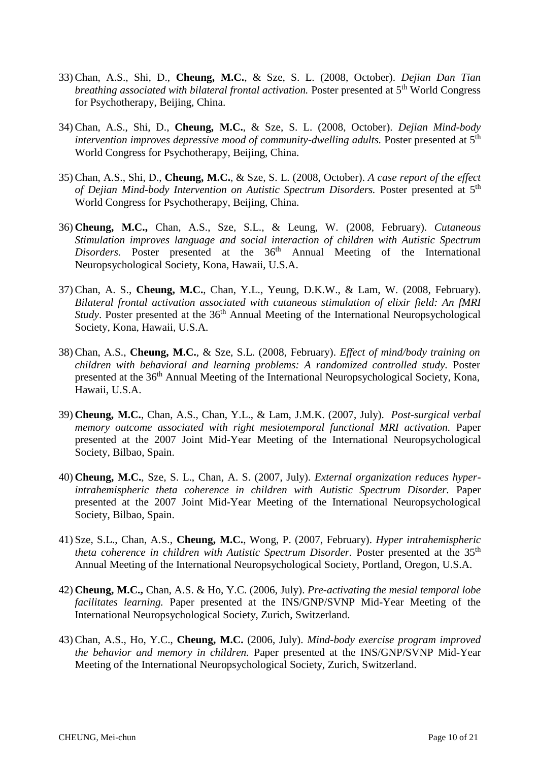33) Chan, A.S., Shi, D., **Cheung, M.C.**, & Sze, S. L. (2008, October). *Dejian Dan Tian breathing associated with bilateral frontal activation.* Poster presented at 5th World Congress for Psychotherapy, Beijing, China.

34) Chan, A.S., Shi, D., **Cheung, M.C.**, & Sze, S. L. (2008, October). *Dejian Mind-body intervention improves depressive mood of community-dwelling adults.* Poster presented at 5th World Congress for Psychotherapy, Beijing, China.

35) Chan, A.S., Shi, D., **Cheung, M.C.**, & Sze, S. L. (2008, October). *A case report of the effect of Dejian Mind-body Intervention on Autistic Spectrum Disorders.* Poster presented at 5th World Congress for Psychotherapy, Beijing, China.

36) **Cheung, M.C.,** Chan, A.S., Sze, S.L., & Leung, W. (2008, February). *Cutaneous Stimulation improves language and social interaction of children with Autistic Spectrum Disorders.* Poster presented at the 36th Annual Meeting of the International Neuropsychological Society, Kona, Hawaii, U.S.A.

37) Chan, A. S., **Cheung, M.C.**, Chan, Y.L., Yeung, D.K.W., & Lam, W. (2008, February). *Bilateral frontal activation associated with cutaneous stimulation of elixir field: An fMRI Study*. Poster presented at the 36th Annual Meeting of the International Neuropsychological Society, Kona, Hawaii, U.S.A.

38) Chan, A.S., **Cheung, M.C.**, & Sze, S.L. (2008, February). *Effect of mind/body training on children with behavioral and learning problems: A randomized controlled study.* Poster presented at the 36th Annual Meeting of the International Neuropsychological Society, Kona, Hawaii, U.S.A.

39) **Cheung, M.C.**, Chan, A.S., Chan, Y.L., & Lam, J.M.K. (2007, July). *Post-surgical verbal memory outcome associated with right mesiotemporal functional MRI activation.* Paper presented at the 2007 Joint Mid-Year Meeting of the International Neuropsychological Society, Bilbao, Spain.

40) **Cheung, M.C.**, Sze, S. L., Chan, A. S. (2007, July). *External organization reduces hyper-intrahemispheric theta coherence in children with Autistic Spectrum Disorder.* Paper presented at the 2007 Joint Mid-Year Meeting of the International Neuropsychological Society, Bilbao, Spain.

41) Sze, S.L., Chan, A.S., **Cheung, M.C.**, Wong, P. (2007, February). *Hyper intrahemispheric theta coherence in children with Autistic Spectrum Disorder.* Poster presented at the 35th Annual Meeting of the International Neuropsychological Society, Portland, Oregon, U.S.A.

42) **Cheung, M.C.,** Chan, A.S. & Ho, Y.C. (2006, July). *Pre-activating the mesial temporal lobe facilitates learning.* Paper presented at the INS/GNP/SVNP Mid-Year Meeting of the International Neuropsychological Society, Zurich, Switzerland.

43) Chan, A.S., Ho, Y.C., **Cheung, M.C.** (2006, July). *Mind-body exercise program improved the behavior and memory in children.* Paper presented at the INS/GNP/SVNP Mid-Year Meeting of the International Neuropsychological Society, Zurich, Switzerland.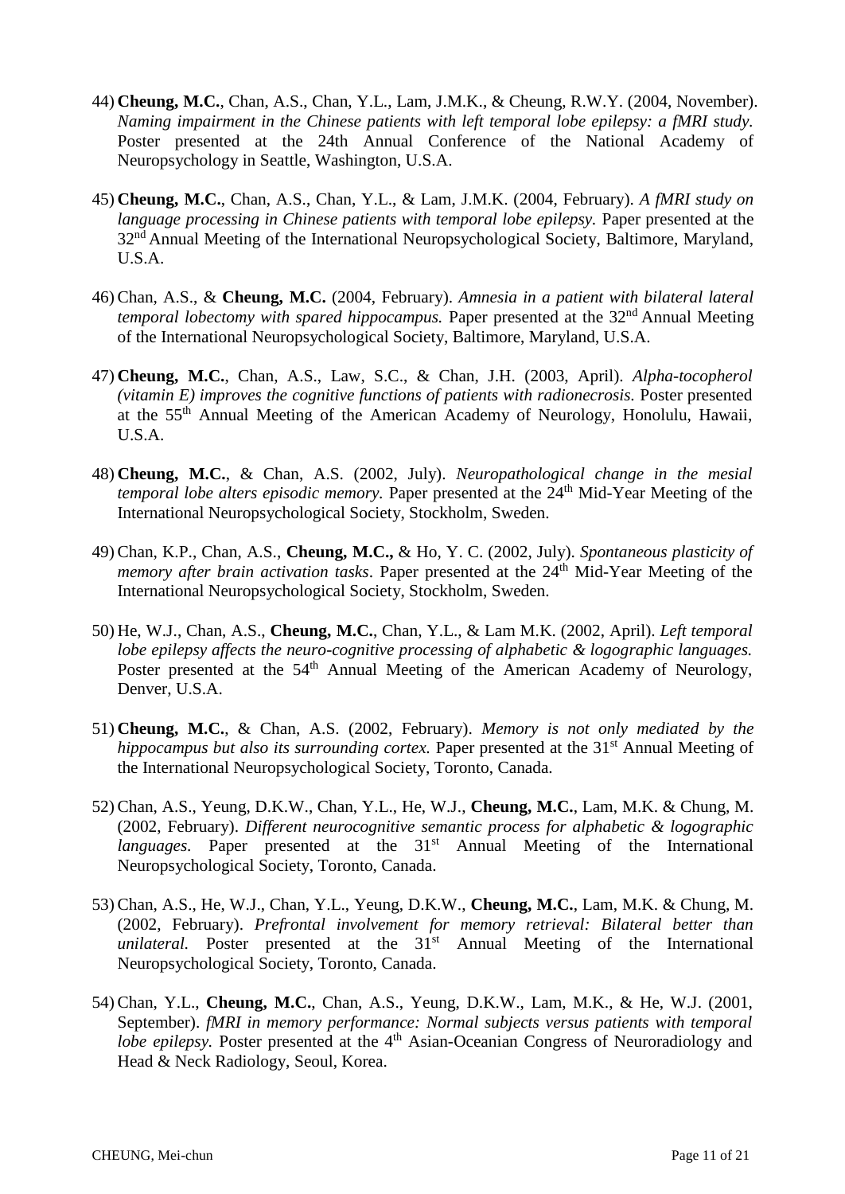44) **Cheung, M.C.**, Chan, A.S., Chan, Y.L., Lam, J.M.K., & Cheung, R.W.Y. (2004, November). *Naming impairment in the Chinese patients with left temporal lobe epilepsy: a fMRI study.* Poster presented at the 24th Annual Conference of the National Academy of Neuropsychology in Seattle, Washington, U.S.A.

45) **Cheung, M.C.**, Chan, A.S., Chan, Y.L., & Lam, J.M.K. (2004, February). *A fMRI study on language processing in Chinese patients with temporal lobe epilepsy.* Paper presented at the 32nd Annual Meeting of the International Neuropsychological Society, Baltimore, Maryland, U.S.A.

46) Chan, A.S., & **Cheung, M.C.** (2004, February). *Amnesia in a patient with bilateral lateral temporal lobectomy with spared hippocampus.* Paper presented at the 32nd Annual Meeting of the International Neuropsychological Society, Baltimore, Maryland, U.S.A.

47) **Cheung, M.C.**, Chan, A.S., Law, S.C., & Chan, J.H. (2003, April). *Alpha-tocopherol (vitamin E) improves the cognitive functions of patients with radionecrosis.* Poster presented at the 55th Annual Meeting of the American Academy of Neurology, Honolulu, Hawaii, U.S.A.

48) **Cheung, M.C.**, & Chan, A.S. (2002, July). *Neuropathological change in the mesial temporal lobe alters episodic memory.* Paper presented at the 24th Mid-Year Meeting of the International Neuropsychological Society, Stockholm, Sweden.

49) Chan, K.P., Chan, A.S., **Cheung, M.C.,** & Ho, Y. C. (2002, July). *Spontaneous plasticity of memory after brain activation tasks*. Paper presented at the 24th Mid-Year Meeting of the International Neuropsychological Society, Stockholm, Sweden.

50) He, W.J., Chan, A.S., **Cheung, M.C.**, Chan, Y.L., & Lam M.K. (2002, April). *Left temporal lobe epilepsy affects the neuro-cognitive processing of alphabetic & logographic languages.* Poster presented at the 54th Annual Meeting of the American Academy of Neurology, Denver, U.S.A.

51) **Cheung, M.C.**, & Chan, A.S. (2002, February). *Memory is not only mediated by the hippocampus but also its surrounding cortex.* Paper presented at the 31st Annual Meeting of the International Neuropsychological Society, Toronto, Canada.

52) Chan, A.S., Yeung, D.K.W., Chan, Y.L., He, W.J., **Cheung, M.C.**, Lam, M.K. & Chung, M. (2002, February). *Different neurocognitive semantic process for alphabetic & logographic languages.* Paper presented at the 31st Annual Meeting of the International Neuropsychological Society, Toronto, Canada.

53) Chan, A.S., He, W.J., Chan, Y.L., Yeung, D.K.W., **Cheung, M.C.**, Lam, M.K. & Chung, M. (2002, February). *Prefrontal involvement for memory retrieval: Bilateral better than unilateral.* Poster presented at the 31st Annual Meeting of the International Neuropsychological Society, Toronto, Canada.

54) Chan, Y.L., **Cheung, M.C.**, Chan, A.S., Yeung, D.K.W., Lam, M.K., & He, W.J. (2001, September). *fMRI in memory performance: Normal subjects versus patients with temporal lobe epilepsy.* Poster presented at the 4th Asian-Oceanian Congress of Neuroradiology and Head & Neck Radiology, Seoul, Korea.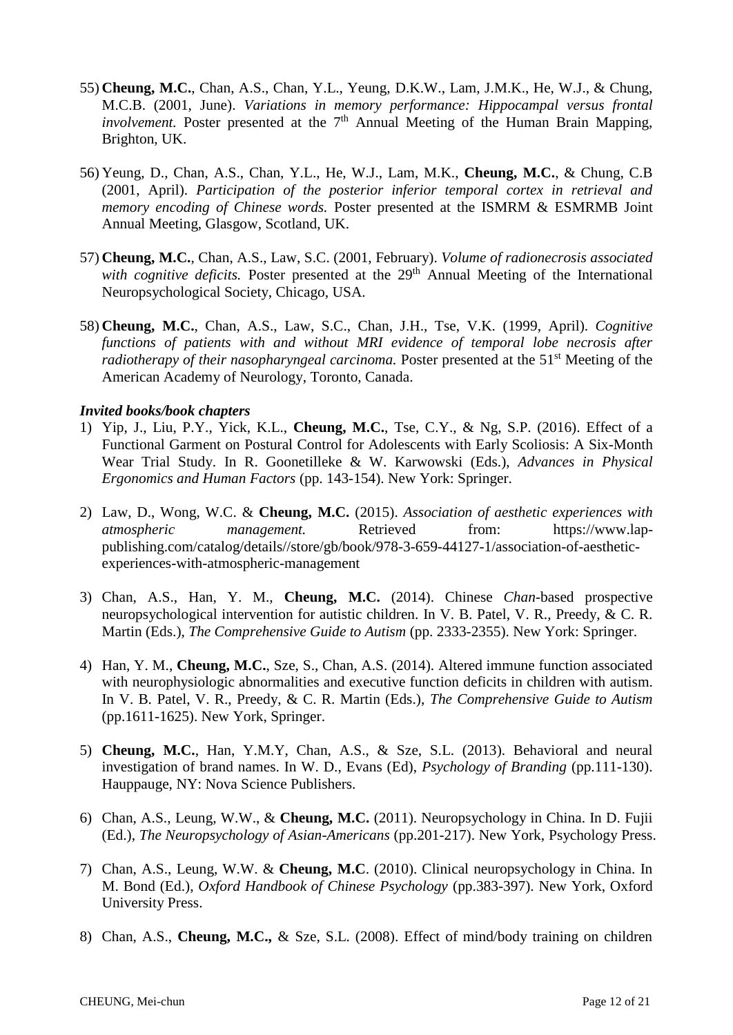55) **Cheung, M.C.**, Chan, A.S., Chan, Y.L., Yeung, D.K.W., Lam, J.M.K., He, W.J., & Chung, M.C.B. (2001, June). *Variations in memory performance: Hippocampal versus frontal involvement.* Poster presented at the 7th Annual Meeting of the Human Brain Mapping, Brighton, UK.

56) Yeung, D., Chan, A.S., Chan, Y.L., He, W.J., Lam, M.K., **Cheung, M.C.**, & Chung, C.B (2001, April). *Participation of the posterior inferior temporal cortex in retrieval and memory encoding of Chinese words.* Poster presented at the ISMRM & ESMRMB Joint Annual Meeting, Glasgow, Scotland, UK.

57) **Cheung, M.C.**, Chan, A.S., Law, S.C. (2001, February). *Volume of radionecrosis associated with cognitive deficits.* Poster presented at the 29th Annual Meeting of the International Neuropsychological Society, Chicago, USA.

58) **Cheung, M.C.**, Chan, A.S., Law, S.C., Chan, J.H., Tse, V.K. (1999, April). *Cognitive functions of patients with and without MRI evidence of temporal lobe necrosis after radiotherapy of their nasopharyngeal carcinoma.* Poster presented at the 51st Meeting of the American Academy of Neurology, Toronto, Canada.

***Invited books/book chapters***

1) Yip, J., Liu, P.Y., Yick, K.L., **Cheung, M.C.**, Tse, C.Y., & Ng, S.P. (2016). Effect of a Functional Garment on Postural Control for Adolescents with Early Scoliosis: A Six-Month Wear Trial Study. In R. Goonetilleke & W. Karwowski (Eds.), *Advances in Physical Ergonomics and Human Factors* (pp. 143-154). New York: Springer.

2) Law, D., Wong, W.C. & **Cheung, M.C.** (2015). *Association of aesthetic experiences with atmospheric management.* Retrieved from: https://www.lap-publishing.com/catalog/details//store/gb/book/978-3-659-44127-1/association-of-aesthetic-experiences-with-atmospheric-management

3) Chan, A.S., Han, Y. M., **Cheung, M.C.** (2014). Chinese *Chan*-based prospective neuropsychological intervention for autistic children. In V. B. Patel, V. R., Preedy, & C. R. Martin (Eds.), *The Comprehensive Guide to Autism* (pp. 2333-2355). New York: Springer.

4) Han, Y. M., **Cheung, M.C.**, Sze, S., Chan, A.S. (2014). Altered immune function associated with neurophysiologic abnormalities and executive function deficits in children with autism. In V. B. Patel, V. R., Preedy, & C. R. Martin (Eds.), *The Comprehensive Guide to Autism* (pp.1611-1625). New York, Springer.

5) **Cheung, M.C.**, Han, Y.M.Y, Chan, A.S., & Sze, S.L. (2013). Behavioral and neural investigation of brand names. In W. D., Evans (Ed), *Psychology of Branding* (pp.111-130). Hauppauge, NY: Nova Science Publishers.

6) Chan, A.S., Leung, W.W., & **Cheung, M.C.** (2011). Neuropsychology in China. In D. Fujii (Ed.), *The Neuropsychology of Asian-Americans* (pp.201-217). New York, Psychology Press.

7) Chan, A.S., Leung, W.W. & **Cheung, M.C**. (2010). Clinical neuropsychology in China. In M. Bond (Ed.), *Oxford Handbook of Chinese Psychology* (pp.383-397). New York, Oxford University Press.

8) Chan, A.S., **Cheung, M.C.,** & Sze, S.L. (2008). Effect of mind/body training on children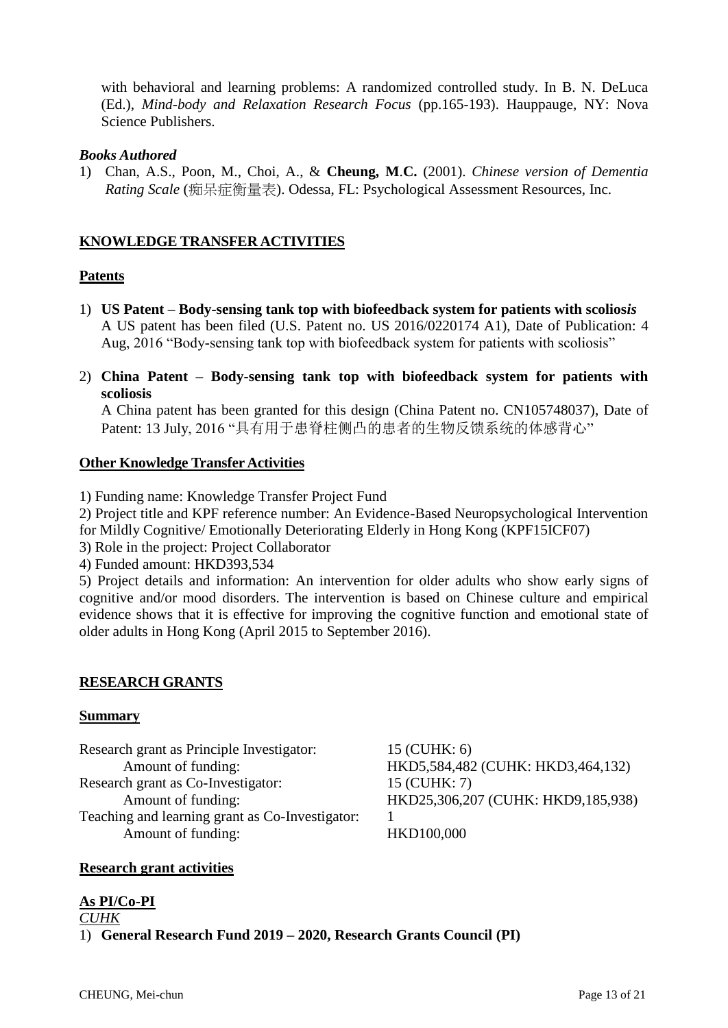with behavioral and learning problems: A randomized controlled study. In B. N. DeLuca (Ed.), *Mind-body and Relaxation Research Focus* (pp.165-193). Hauppauge, NY: Nova Science Publishers.

### *Books Authored*

1) Chan, A.S., Poon, M., Choi, A., & **Cheung, M.C.** (2001). *Chinese version of Dementia Rating Scale* (痴呆症衡量表). Odessa, FL: Psychological Assessment Resources, Inc.

## KNOWLEDGE TRANSFER ACTIVITIES

### Patents

1) **US Patent – Body-sensing tank top with biofeedback system for patients with scolios*is***
A US patent has been filed (U.S. Patent no. US 2016/0220174 A1), Date of Publication: 4 Aug, 2016 "Body-sensing tank top with biofeedback system for patients with scoliosis"

2) **China Patent – Body-sensing tank top with biofeedback system for patients with scoliosis**
A China patent has been granted for this design (China Patent no. CN105748037), Date of Patent: 13 July, 2016 "具有用于患脊柱侧凸的患者的生物反馈系统的体感背心"

### Other Knowledge Transfer Activities

1) Funding name: Knowledge Transfer Project Fund
2) Project title and KPF reference number: An Evidence-Based Neuropsychological Intervention for Mildly Cognitive/ Emotionally Deteriorating Elderly in Hong Kong (KPF15ICF07)
3) Role in the project: Project Collaborator
4) Funded amount: HKD393,534
5) Project details and information: An intervention for older adults who show early signs of cognitive and/or mood disorders. The intervention is based on Chinese culture and empirical evidence shows that it is effective for improving the cognitive function and emotional state of older adults in Hong Kong (April 2015 to September 2016).

## RESEARCH GRANTS

### Summary

| | |
|---|---|
| Research grant as Principle Investigator: | 15 (CUHK: 6) |
| Amount of funding: | HKD5,584,482 (CUHK: HKD3,464,132) |
| Research grant as Co-Investigator: | 15 (CUHK: 7) |
| Amount of funding: | HKD25,306,207 (CUHK: HKD9,185,938) |
| Teaching and learning grant as Co-Investigator: | 1 |
| Amount of funding: | HKD100,000 |

### Research grant activities

**As PI/Co-PI**

*CUHK*

1) **General Research Fund 2019 – 2020, Research Grants Council (PI)**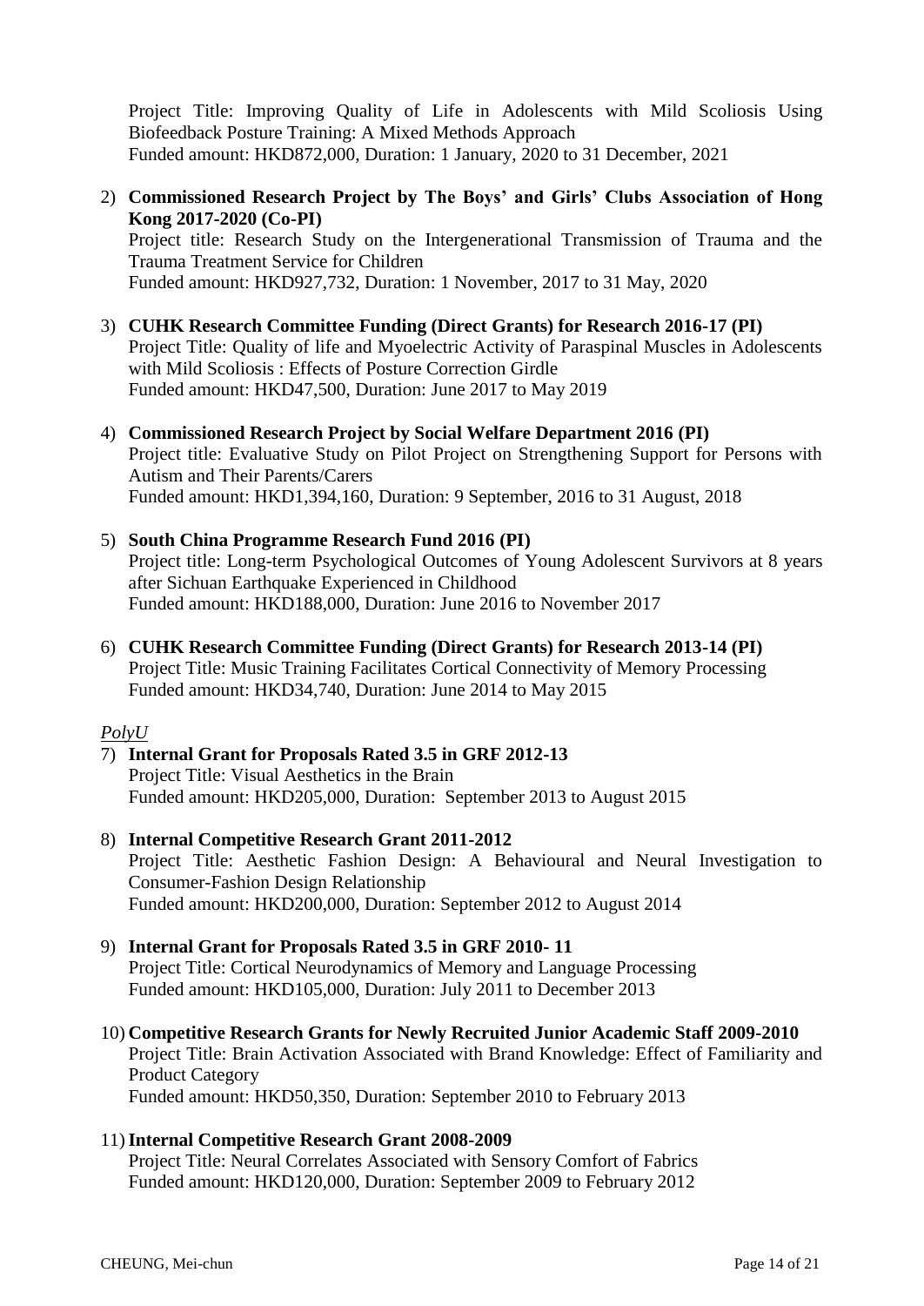Project Title: Improving Quality of Life in Adolescents with Mild Scoliosis Using Biofeedback Posture Training: A Mixed Methods Approach
Funded amount: HKD872,000, Duration: 1 January, 2020 to 31 December, 2021

2) **Commissioned Research Project by The Boys' and Girls' Clubs Association of Hong Kong 2017-2020 (Co-PI)**
Project title: Research Study on the Intergenerational Transmission of Trauma and the Trauma Treatment Service for Children
Funded amount: HKD927,732, Duration: 1 November, 2017 to 31 May, 2020

3) **CUHK Research Committee Funding (Direct Grants) for Research 2016-17 (PI)**
Project Title: Quality of life and Myoelectric Activity of Paraspinal Muscles in Adolescents with Mild Scoliosis : Effects of Posture Correction Girdle
Funded amount: HKD47,500, Duration: June 2017 to May 2019

4) **Commissioned Research Project by Social Welfare Department 2016 (PI)**
Project title: Evaluative Study on Pilot Project on Strengthening Support for Persons with Autism and Their Parents/Carers
Funded amount: HKD1,394,160, Duration: 9 September, 2016 to 31 August, 2018

5) **South China Programme Research Fund 2016 (PI)**
Project title: Long-term Psychological Outcomes of Young Adolescent Survivors at 8 years after Sichuan Earthquake Experienced in Childhood
Funded amount: HKD188,000, Duration: June 2016 to November 2017

6) **CUHK Research Committee Funding (Direct Grants) for Research 2013-14 (PI)**
Project Title: Music Training Facilitates Cortical Connectivity of Memory Processing
Funded amount: HKD34,740, Duration: June 2014 to May 2015

*PolyU*

7) **Internal Grant for Proposals Rated 3.5 in GRF 2012-13**
Project Title: Visual Aesthetics in the Brain
Funded amount: HKD205,000, Duration: September 2013 to August 2015

8) **Internal Competitive Research Grant 2011-2012**
Project Title: Aesthetic Fashion Design: A Behavioural and Neural Investigation to Consumer-Fashion Design Relationship
Funded amount: HKD200,000, Duration: September 2012 to August 2014

9) **Internal Grant for Proposals Rated 3.5 in GRF 2010- 11**
Project Title: Cortical Neurodynamics of Memory and Language Processing
Funded amount: HKD105,000, Duration: July 2011 to December 2013

10) **Competitive Research Grants for Newly Recruited Junior Academic Staff 2009-2010**
Project Title: Brain Activation Associated with Brand Knowledge: Effect of Familiarity and Product Category
Funded amount: HKD50,350, Duration: September 2010 to February 2013

11) **Internal Competitive Research Grant 2008-2009**
Project Title: Neural Correlates Associated with Sensory Comfort of Fabrics
Funded amount: HKD120,000, Duration: September 2009 to February 2012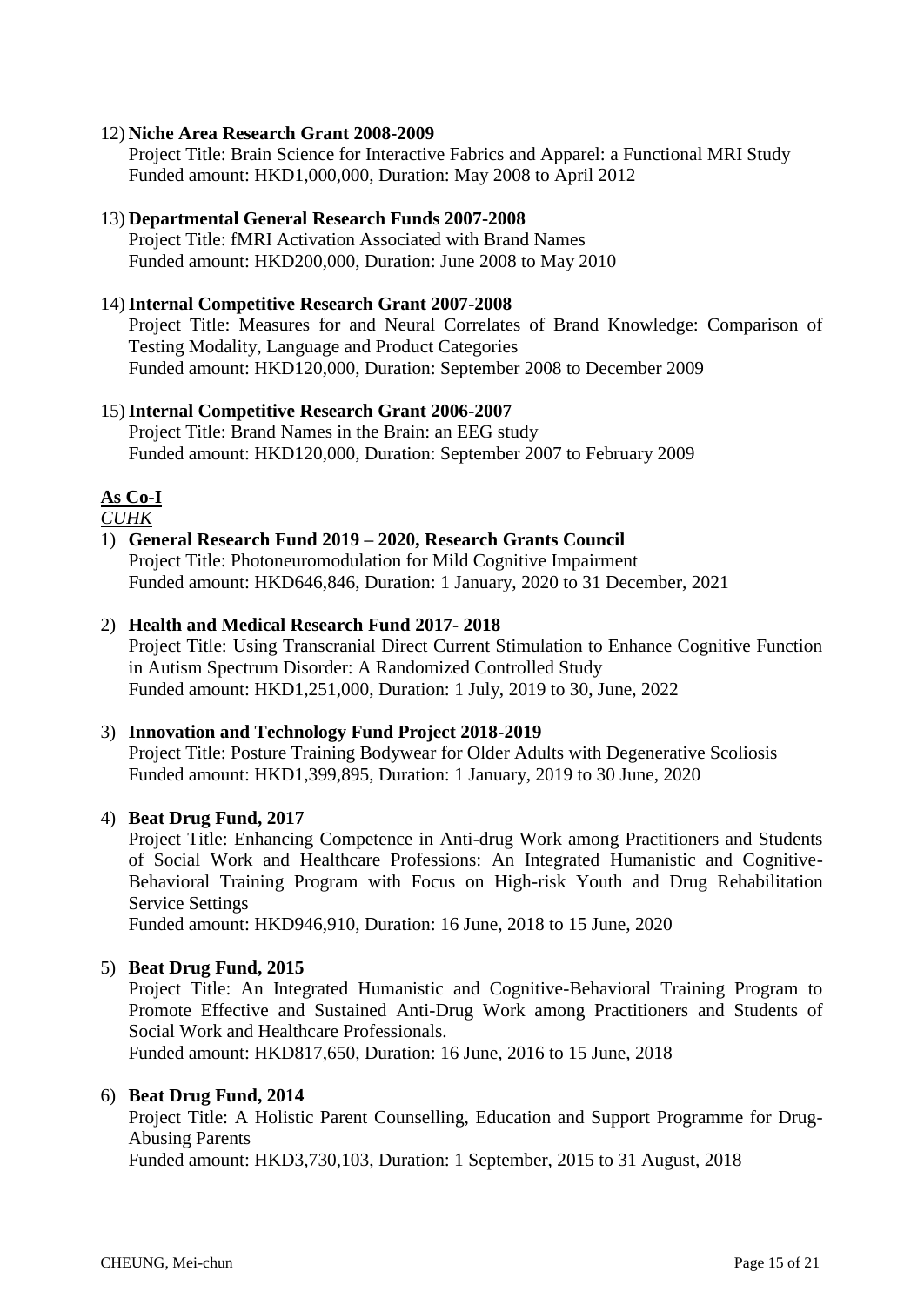12) **Niche Area Research Grant 2008-2009**
    Project Title: Brain Science for Interactive Fabrics and Apparel: a Functional MRI Study
    Funded amount: HKD1,000,000, Duration: May 2008 to April 2012

13) **Departmental General Research Funds 2007-2008**
    Project Title: fMRI Activation Associated with Brand Names
    Funded amount: HKD200,000, Duration: June 2008 to May 2010

14) **Internal Competitive Research Grant 2007-2008**
    Project Title: Measures for and Neural Correlates of Brand Knowledge: Comparison of Testing Modality, Language and Product Categories
    Funded amount: HKD120,000, Duration: September 2008 to December 2009

15) **Internal Competitive Research Grant 2006-2007**
    Project Title: Brand Names in the Brain: an EEG study
    Funded amount: HKD120,000, Duration: September 2007 to February 2009

**As Co-I**

*CUHK*

1) **General Research Fund 2019 – 2020, Research Grants Council**
   Project Title: Photoneuromodulation for Mild Cognitive Impairment
   Funded amount: HKD646,846, Duration: 1 January, 2020 to 31 December, 2021

2) **Health and Medical Research Fund 2017- 2018**
   Project Title: Using Transcranial Direct Current Stimulation to Enhance Cognitive Function in Autism Spectrum Disorder: A Randomized Controlled Study
   Funded amount: HKD1,251,000, Duration: 1 July, 2019 to 30, June, 2022

3) **Innovation and Technology Fund Project 2018-2019**
   Project Title: Posture Training Bodywear for Older Adults with Degenerative Scoliosis
   Funded amount: HKD1,399,895, Duration: 1 January, 2019 to 30 June, 2020

4) **Beat Drug Fund, 2017**
   Project Title: Enhancing Competence in Anti-drug Work among Practitioners and Students of Social Work and Healthcare Professions: An Integrated Humanistic and Cognitive-Behavioral Training Program with Focus on High-risk Youth and Drug Rehabilitation Service Settings
   Funded amount: HKD946,910, Duration: 16 June, 2018 to 15 June, 2020

5) **Beat Drug Fund, 2015**
   Project Title: An Integrated Humanistic and Cognitive-Behavioral Training Program to Promote Effective and Sustained Anti-Drug Work among Practitioners and Students of Social Work and Healthcare Professionals.
   Funded amount: HKD817,650, Duration: 16 June, 2016 to 15 June, 2018

6) **Beat Drug Fund, 2014**
   Project Title: A Holistic Parent Counselling, Education and Support Programme for Drug-Abusing Parents
   Funded amount: HKD3,730,103, Duration: 1 September, 2015 to 31 August, 2018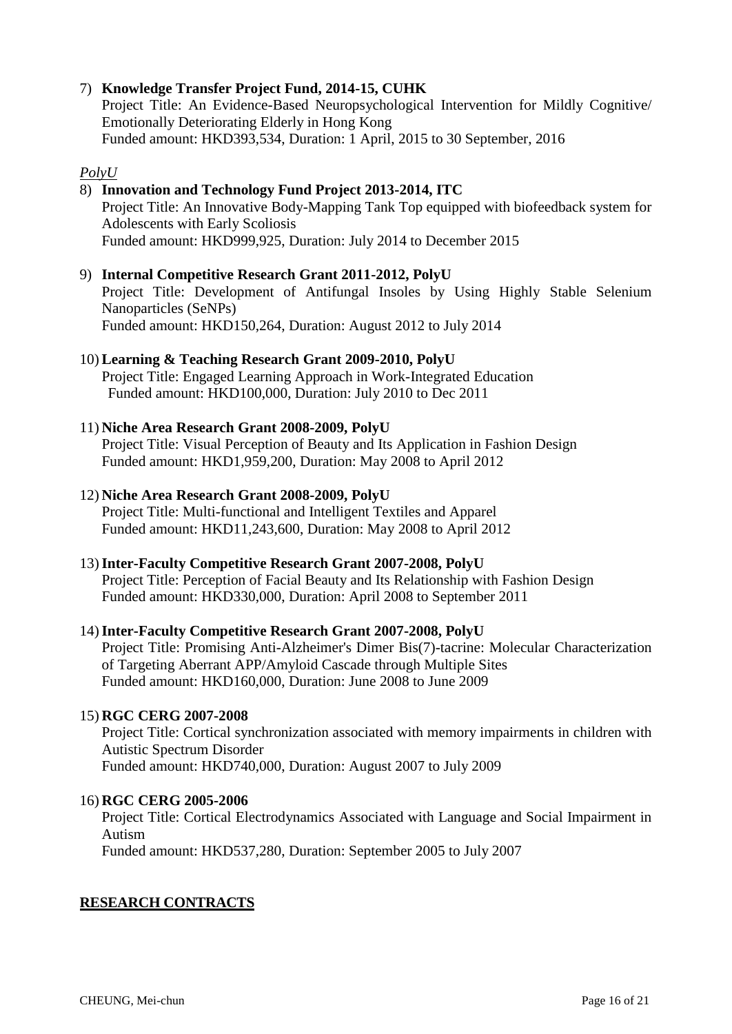7) **Knowledge Transfer Project Fund, 2014-15, CUHK**
   Project Title: An Evidence-Based Neuropsychological Intervention for Mildly Cognitive/ Emotionally Deteriorating Elderly in Hong Kong
   Funded amount: HKD393,534, Duration: 1 April, 2015 to 30 September, 2016

*PolyU*

8) **Innovation and Technology Fund Project 2013-2014, ITC**
   Project Title: An Innovative Body-Mapping Tank Top equipped with biofeedback system for Adolescents with Early Scoliosis
   Funded amount: HKD999,925, Duration: July 2014 to December 2015

9) **Internal Competitive Research Grant 2011-2012, PolyU**
   Project Title: Development of Antifungal Insoles by Using Highly Stable Selenium Nanoparticles (SeNPs)
   Funded amount: HKD150,264, Duration: August 2012 to July 2014

10) **Learning & Teaching Research Grant 2009-2010, PolyU**
    Project Title: Engaged Learning Approach in Work-Integrated Education
    Funded amount: HKD100,000, Duration: July 2010 to Dec 2011

11) **Niche Area Research Grant 2008-2009, PolyU**
    Project Title: Visual Perception of Beauty and Its Application in Fashion Design
    Funded amount: HKD1,959,200, Duration: May 2008 to April 2012

12) **Niche Area Research Grant 2008-2009, PolyU**
    Project Title: Multi-functional and Intelligent Textiles and Apparel
    Funded amount: HKD11,243,600, Duration: May 2008 to April 2012

13) **Inter-Faculty Competitive Research Grant 2007-2008, PolyU**
    Project Title: Perception of Facial Beauty and Its Relationship with Fashion Design
    Funded amount: HKD330,000, Duration: April 2008 to September 2011

14) **Inter-Faculty Competitive Research Grant 2007-2008, PolyU**
    Project Title: Promising Anti-Alzheimer's Dimer Bis(7)-tacrine: Molecular Characterization of Targeting Aberrant APP/Amyloid Cascade through Multiple Sites
    Funded amount: HKD160,000, Duration: June 2008 to June 2009

15) **RGC CERG 2007-2008**
    Project Title: Cortical synchronization associated with memory impairments in children with Autistic Spectrum Disorder
    Funded amount: HKD740,000, Duration: August 2007 to July 2009

16) **RGC CERG 2005-2006**
    Project Title: Cortical Electrodynamics Associated with Language and Social Impairment in Autism
    Funded amount: HKD537,280, Duration: September 2005 to July 2007

## RESEARCH CONTRACTS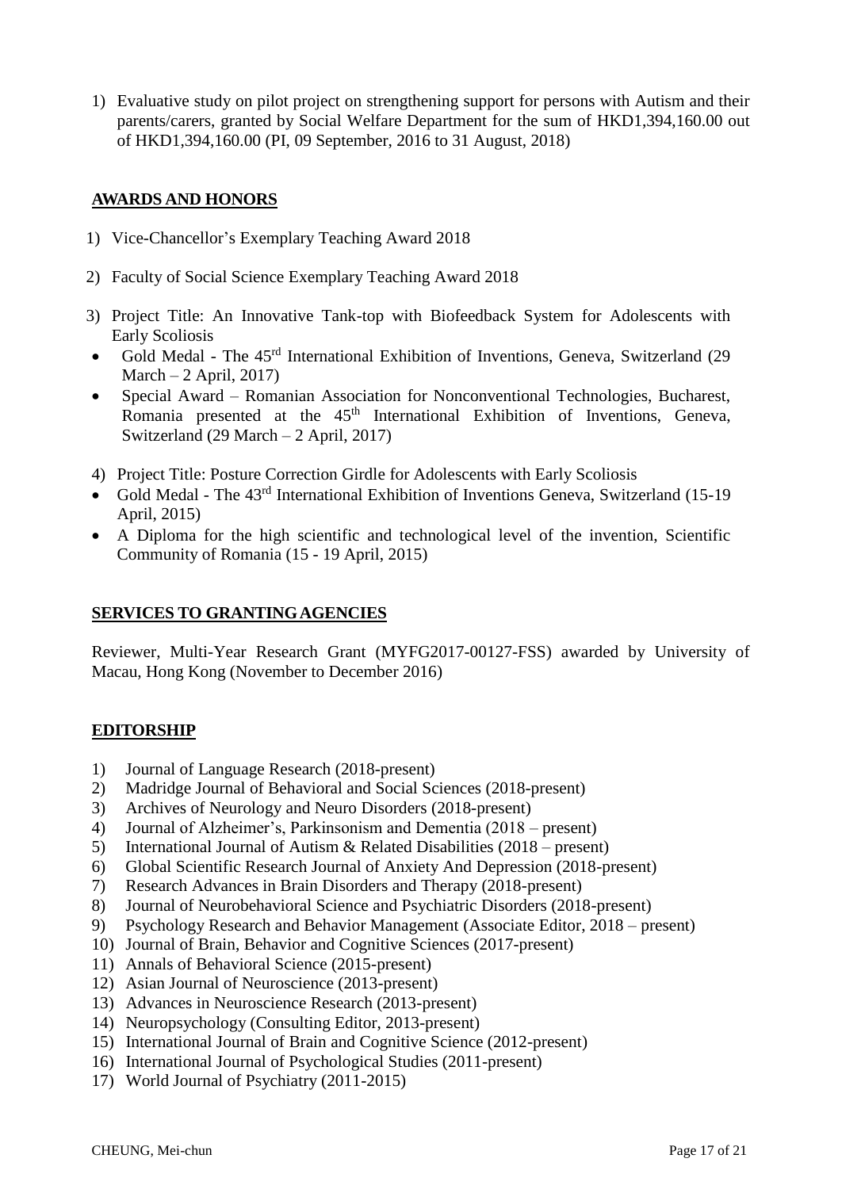1) Evaluative study on pilot project on strengthening support for persons with Autism and their parents/carers, granted by Social Welfare Department for the sum of HKD1,394,160.00 out of HKD1,394,160.00 (PI, 09 September, 2016 to 31 August, 2018)

## AWARDS AND HONORS

1) Vice-Chancellor's Exemplary Teaching Award 2018

2) Faculty of Social Science Exemplary Teaching Award 2018

3) Project Title: An Innovative Tank-top with Biofeedback System for Adolescents with Early Scoliosis
   - Gold Medal - The 45[rd] International Exhibition of Inventions, Geneva, Switzerland (29 March – 2 April, 2017)
   - Special Award – Romanian Association for Nonconventional Technologies, Bucharest, Romania presented at the 45[th] International Exhibition of Inventions, Geneva, Switzerland (29 March – 2 April, 2017)

4) Project Title: Posture Correction Girdle for Adolescents with Early Scoliosis
   - Gold Medal - The 43[rd] International Exhibition of Inventions Geneva, Switzerland (15-19 April, 2015)
   - A Diploma for the high scientific and technological level of the invention, Scientific Community of Romania (15 - 19 April, 2015)

## SERVICES TO GRANTING AGENCIES

Reviewer, Multi-Year Research Grant (MYFG2017-00127-FSS) awarded by University of Macau, Hong Kong (November to December 2016)

## EDITORSHIP

1) Journal of Language Research (2018-present)
2) Madridge Journal of Behavioral and Social Sciences (2018-present)
3) Archives of Neurology and Neuro Disorders (2018-present)
4) Journal of Alzheimer's, Parkinsonism and Dementia (2018 – present)
5) International Journal of Autism & Related Disabilities (2018 – present)
6) Global Scientific Research Journal of Anxiety And Depression (2018-present)
7) Research Advances in Brain Disorders and Therapy (2018-present)
8) Journal of Neurobehavioral Science and Psychiatric Disorders (2018-present)
9) Psychology Research and Behavior Management (Associate Editor, 2018 – present)
10) Journal of Brain, Behavior and Cognitive Sciences (2017-present)
11) Annals of Behavioral Science (2015-present)
12) Asian Journal of Neuroscience (2013-present)
13) Advances in Neuroscience Research (2013-present)
14) Neuropsychology (Consulting Editor, 2013-present)
15) International Journal of Brain and Cognitive Science (2012-present)
16) International Journal of Psychological Studies (2011-present)
17) World Journal of Psychiatry (2011-2015)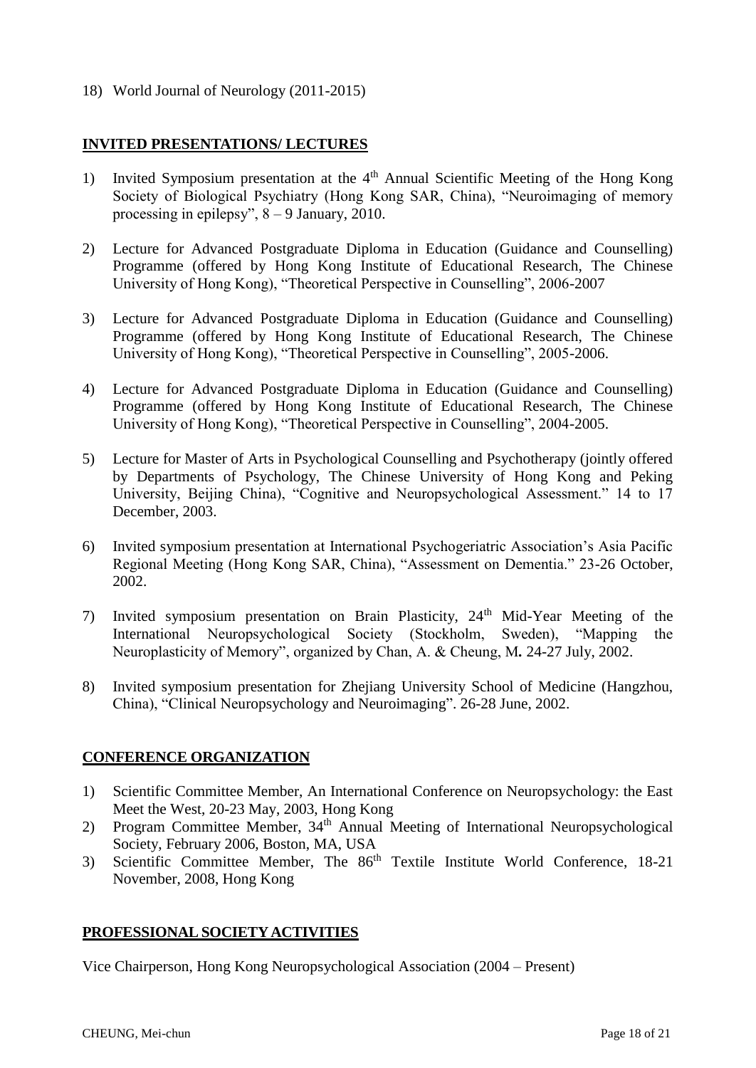18) World Journal of Neurology (2011-2015)

## INVITED PRESENTATIONS/ LECTURES

1) Invited Symposium presentation at the 4th Annual Scientific Meeting of the Hong Kong Society of Biological Psychiatry (Hong Kong SAR, China), "Neuroimaging of memory processing in epilepsy", 8 – 9 January, 2010.

2) Lecture for Advanced Postgraduate Diploma in Education (Guidance and Counselling) Programme (offered by Hong Kong Institute of Educational Research, The Chinese University of Hong Kong), "Theoretical Perspective in Counselling", 2006-2007

3) Lecture for Advanced Postgraduate Diploma in Education (Guidance and Counselling) Programme (offered by Hong Kong Institute of Educational Research, The Chinese University of Hong Kong), "Theoretical Perspective in Counselling", 2005-2006.

4) Lecture for Advanced Postgraduate Diploma in Education (Guidance and Counselling) Programme (offered by Hong Kong Institute of Educational Research, The Chinese University of Hong Kong), "Theoretical Perspective in Counselling", 2004-2005.

5) Lecture for Master of Arts in Psychological Counselling and Psychotherapy (jointly offered by Departments of Psychology, The Chinese University of Hong Kong and Peking University, Beijing China), "Cognitive and Neuropsychological Assessment." 14 to 17 December, 2003.

6) Invited symposium presentation at International Psychogeriatric Association's Asia Pacific Regional Meeting (Hong Kong SAR, China), "Assessment on Dementia." 23-26 October, 2002.

7) Invited symposium presentation on Brain Plasticity, 24th Mid-Year Meeting of the International Neuropsychological Society (Stockholm, Sweden), "Mapping the Neuroplasticity of Memory", organized by Chan, A. & Cheung, M**.** 24-27 July, 2002.

8) Invited symposium presentation for Zhejiang University School of Medicine (Hangzhou, China), "Clinical Neuropsychology and Neuroimaging". 26-28 June, 2002.

## CONFERENCE ORGANIZATION

1) Scientific Committee Member, An International Conference on Neuropsychology: the East Meet the West, 20-23 May, 2003, Hong Kong
2) Program Committee Member, 34th Annual Meeting of International Neuropsychological Society, February 2006, Boston, MA, USA
3) Scientific Committee Member, The 86th Textile Institute World Conference, 18-21 November, 2008, Hong Kong

## PROFESSIONAL SOCIETY ACTIVITIES

Vice Chairperson, Hong Kong Neuropsychological Association (2004 – Present)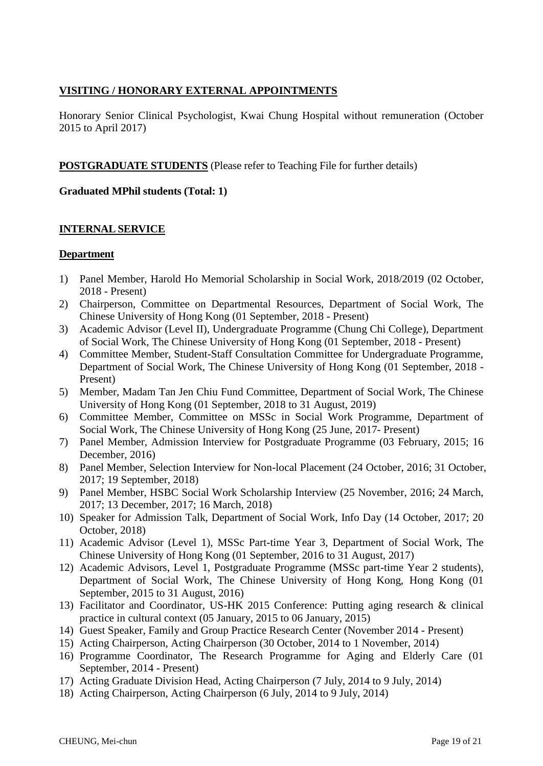## VISITING / HONORARY EXTERNAL APPOINTMENTS

Honorary Senior Clinical Psychologist, Kwai Chung Hospital without remuneration (October 2015 to April 2017)

## POSTGRADUATE STUDENTS (Please refer to Teaching File for further details)

**Graduated MPhil students (Total: 1)**

## INTERNAL SERVICE

### Department

1) Panel Member, Harold Ho Memorial Scholarship in Social Work, 2018/2019 (02 October, 2018 - Present)
2) Chairperson, Committee on Departmental Resources, Department of Social Work, The Chinese University of Hong Kong (01 September, 2018 - Present)
3) Academic Advisor (Level II), Undergraduate Programme (Chung Chi College), Department of Social Work, The Chinese University of Hong Kong (01 September, 2018 - Present)
4) Committee Member, Student-Staff Consultation Committee for Undergraduate Programme, Department of Social Work, The Chinese University of Hong Kong (01 September, 2018 - Present)
5) Member, Madam Tan Jen Chiu Fund Committee, Department of Social Work, The Chinese University of Hong Kong (01 September, 2018 to 31 August, 2019)
6) Committee Member, Committee on MSSc in Social Work Programme, Department of Social Work, The Chinese University of Hong Kong (25 June, 2017- Present)
7) Panel Member, Admission Interview for Postgraduate Programme (03 February, 2015; 16 December, 2016)
8) Panel Member, Selection Interview for Non-local Placement (24 October, 2016; 31 October, 2017; 19 September, 2018)
9) Panel Member, HSBC Social Work Scholarship Interview (25 November, 2016; 24 March, 2017; 13 December, 2017; 16 March, 2018)
10) Speaker for Admission Talk, Department of Social Work, Info Day (14 October, 2017; 20 October, 2018)
11) Academic Advisor (Level 1), MSSc Part-time Year 3, Department of Social Work, The Chinese University of Hong Kong (01 September, 2016 to 31 August, 2017)
12) Academic Advisors, Level 1, Postgraduate Programme (MSSc part-time Year 2 students), Department of Social Work, The Chinese University of Hong Kong, Hong Kong (01 September, 2015 to 31 August, 2016)
13) Facilitator and Coordinator, US-HK 2015 Conference: Putting aging research & clinical practice in cultural context (05 January, 2015 to 06 January, 2015)
14) Guest Speaker, Family and Group Practice Research Center (November 2014 - Present)
15) Acting Chairperson, Acting Chairperson (30 October, 2014 to 1 November, 2014)
16) Programme Coordinator, The Research Programme for Aging and Elderly Care (01 September, 2014 - Present)
17) Acting Graduate Division Head, Acting Chairperson (7 July, 2014 to 9 July, 2014)
18) Acting Chairperson, Acting Chairperson (6 July, 2014 to 9 July, 2014)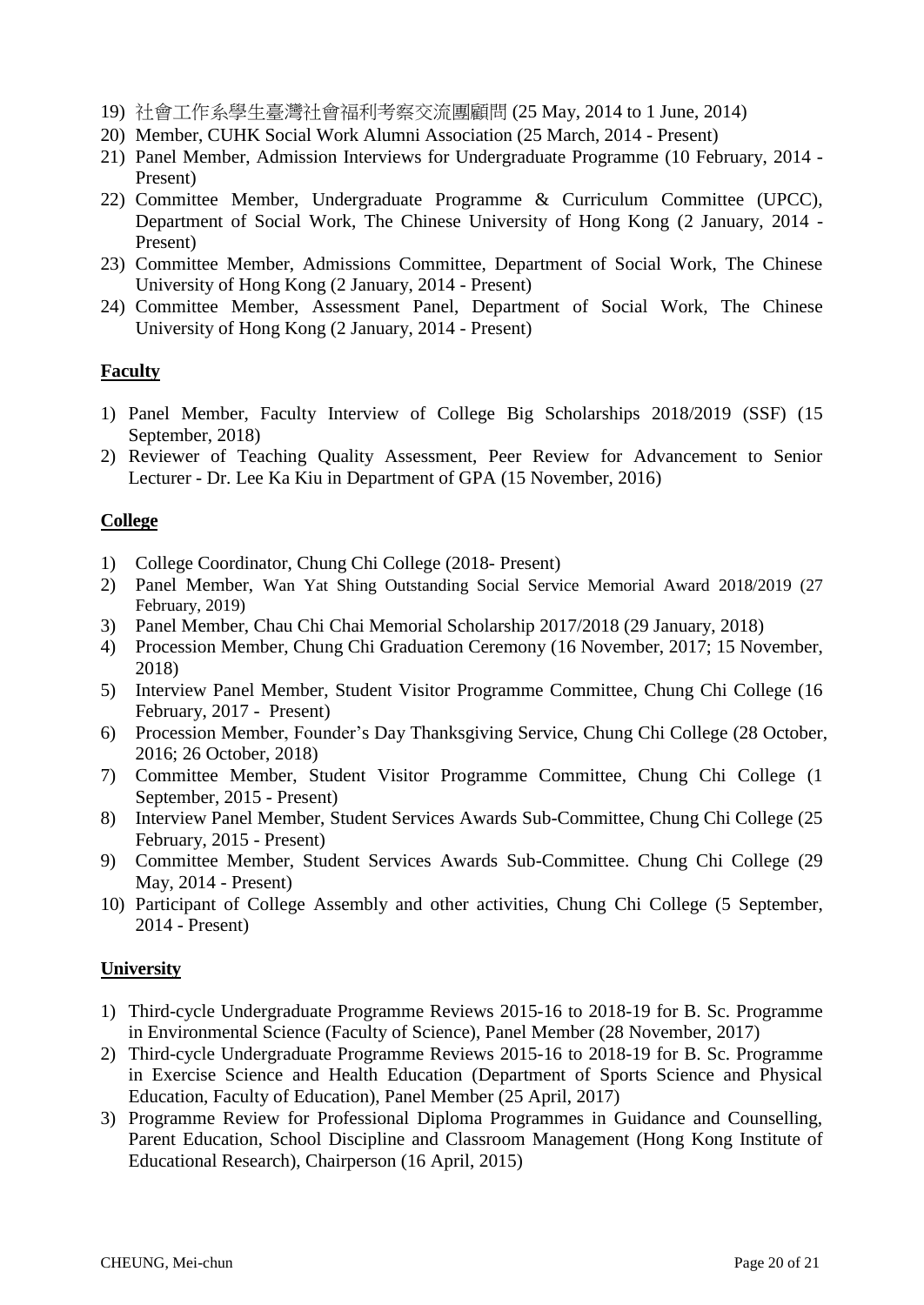19) 社會工作系學生臺灣社會福利考察交流團顧問 (25 May, 2014 to 1 June, 2014)
20) Member, CUHK Social Work Alumni Association (25 March, 2014 - Present)
21) Panel Member, Admission Interviews for Undergraduate Programme (10 February, 2014 - Present)
22) Committee Member, Undergraduate Programme & Curriculum Committee (UPCC), Department of Social Work, The Chinese University of Hong Kong (2 January, 2014 - Present)
23) Committee Member, Admissions Committee, Department of Social Work, The Chinese University of Hong Kong (2 January, 2014 - Present)
24) Committee Member, Assessment Panel, Department of Social Work, The Chinese University of Hong Kong (2 January, 2014 - Present)

**Faculty**

1) Panel Member, Faculty Interview of College Big Scholarships 2018/2019 (SSF) (15 September, 2018)
2) Reviewer of Teaching Quality Assessment, Peer Review for Advancement to Senior Lecturer - Dr. Lee Ka Kiu in Department of GPA (15 November, 2016)

**College**

1) College Coordinator, Chung Chi College (2018- Present)
2) Panel Member, Wan Yat Shing Outstanding Social Service Memorial Award 2018/2019 (27 February, 2019)
3) Panel Member, Chau Chi Chai Memorial Scholarship 2017/2018 (29 January, 2018)
4) Procession Member, Chung Chi Graduation Ceremony (16 November, 2017; 15 November, 2018)
5) Interview Panel Member, Student Visitor Programme Committee, Chung Chi College (16 February, 2017 - Present)
6) Procession Member, Founder's Day Thanksgiving Service, Chung Chi College (28 October, 2016; 26 October, 2018)
7) Committee Member, Student Visitor Programme Committee, Chung Chi College (1 September, 2015 - Present)
8) Interview Panel Member, Student Services Awards Sub-Committee, Chung Chi College (25 February, 2015 - Present)
9) Committee Member, Student Services Awards Sub-Committee. Chung Chi College (29 May, 2014 - Present)
10) Participant of College Assembly and other activities, Chung Chi College (5 September, 2014 - Present)

**University**

1) Third-cycle Undergraduate Programme Reviews 2015-16 to 2018-19 for B. Sc. Programme in Environmental Science (Faculty of Science), Panel Member (28 November, 2017)
2) Third-cycle Undergraduate Programme Reviews 2015-16 to 2018-19 for B. Sc. Programme in Exercise Science and Health Education (Department of Sports Science and Physical Education, Faculty of Education), Panel Member (25 April, 2017)
3) Programme Review for Professional Diploma Programmes in Guidance and Counselling, Parent Education, School Discipline and Classroom Management (Hong Kong Institute of Educational Research), Chairperson (16 April, 2015)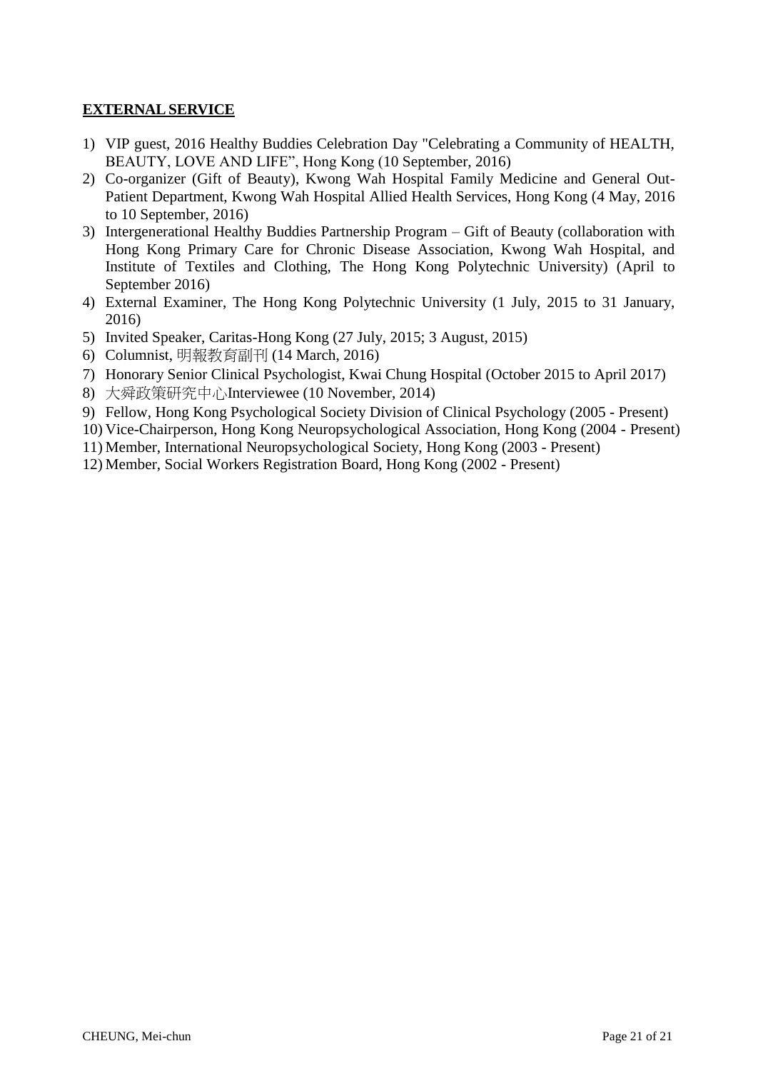## EXTERNAL SERVICE

1) VIP guest, 2016 Healthy Buddies Celebration Day "Celebrating a Community of HEALTH, BEAUTY, LOVE AND LIFE", Hong Kong (10 September, 2016)
2) Co-organizer (Gift of Beauty), Kwong Wah Hospital Family Medicine and General Out-Patient Department, Kwong Wah Hospital Allied Health Services, Hong Kong (4 May, 2016 to 10 September, 2016)
3) Intergenerational Healthy Buddies Partnership Program – Gift of Beauty (collaboration with Hong Kong Primary Care for Chronic Disease Association, Kwong Wah Hospital, and Institute of Textiles and Clothing, The Hong Kong Polytechnic University) (April to September 2016)
4) External Examiner, The Hong Kong Polytechnic University (1 July, 2015 to 31 January, 2016)
5) Invited Speaker, Caritas-Hong Kong (27 July, 2015; 3 August, 2015)
6) Columnist, 明報教育副刊 (14 March, 2016)
7) Honorary Senior Clinical Psychologist, Kwai Chung Hospital (October 2015 to April 2017)
8) 大舜政策研究中心Interviewee (10 November, 2014)
9) Fellow, Hong Kong Psychological Society Division of Clinical Psychology (2005 - Present)
10) Vice-Chairperson, Hong Kong Neuropsychological Association, Hong Kong (2004 - Present)
11) Member, International Neuropsychological Society, Hong Kong (2003 - Present)
12) Member, Social Workers Registration Board, Hong Kong (2002 - Present)